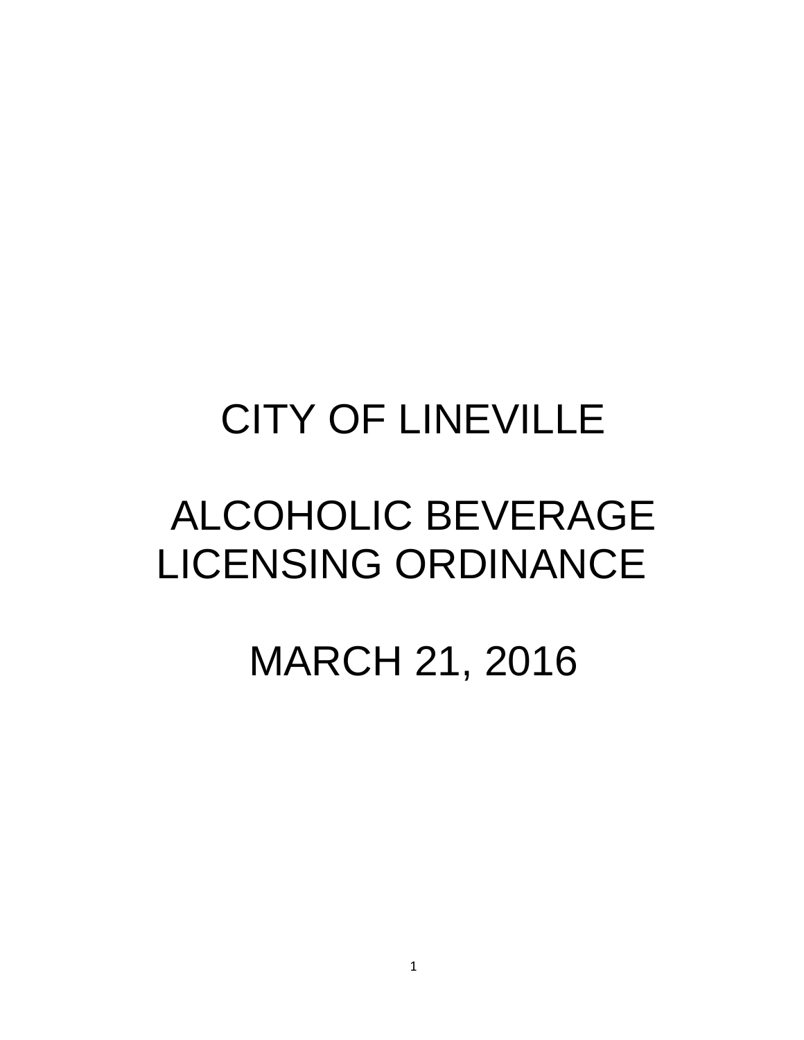# CITY OF LINEVILLE

# ALCOHOLIC BEVERAGE LICENSING ORDINANCE

# MARCH 21, 2016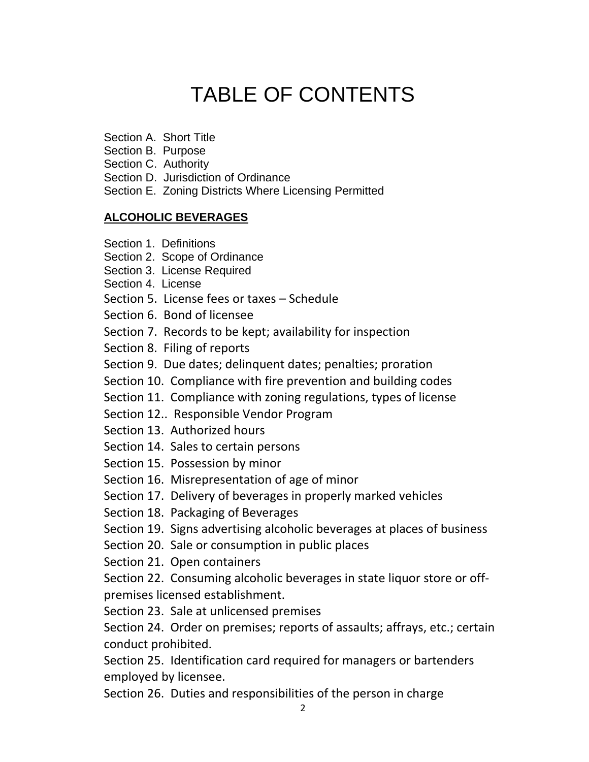# TABLE OF CONTENTS

Section A. Short Title
Section B. Purpose
Section C. Authority
Section D. Jurisdiction of Ordinance
Section E. Zoning Districts Where Licensing Permitted

**ALCOHOLIC BEVERAGES**

Section 1. Definitions
Section 2. Scope of Ordinance
Section 3. License Required
Section 4. License
Section 5. License fees or taxes – Schedule
Section 6. Bond of licensee
Section 7. Records to be kept; availability for inspection
Section 8. Filing of reports
Section 9. Due dates; delinquent dates; penalties; proration
Section 10. Compliance with fire prevention and building codes
Section 11. Compliance with zoning regulations, types of license
Section 12.. Responsible Vendor Program
Section 13. Authorized hours
Section 14. Sales to certain persons
Section 15. Possession by minor
Section 16. Misrepresentation of age of minor
Section 17. Delivery of beverages in properly marked vehicles
Section 18. Packaging of Beverages
Section 19. Signs advertising alcoholic beverages at places of business
Section 20. Sale or consumption in public places
Section 21. Open containers
Section 22. Consuming alcoholic beverages in state liquor store or off-premises licensed establishment.
Section 23. Sale at unlicensed premises
Section 24. Order on premises; reports of assaults; affrays, etc.; certain conduct prohibited.
Section 25. Identification card required for managers or bartenders employed by licensee.
Section 26. Duties and responsibilities of the person in charge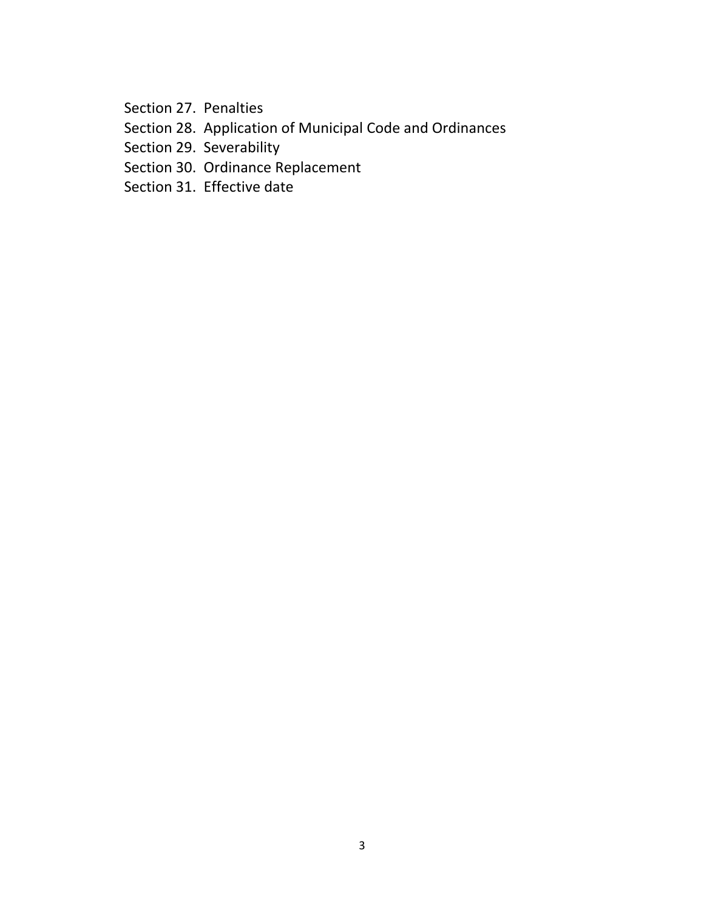Section 27. Penalties
Section 28. Application of Municipal Code and Ordinances
Section 29. Severability
Section 30. Ordinance Replacement
Section 31. Effective date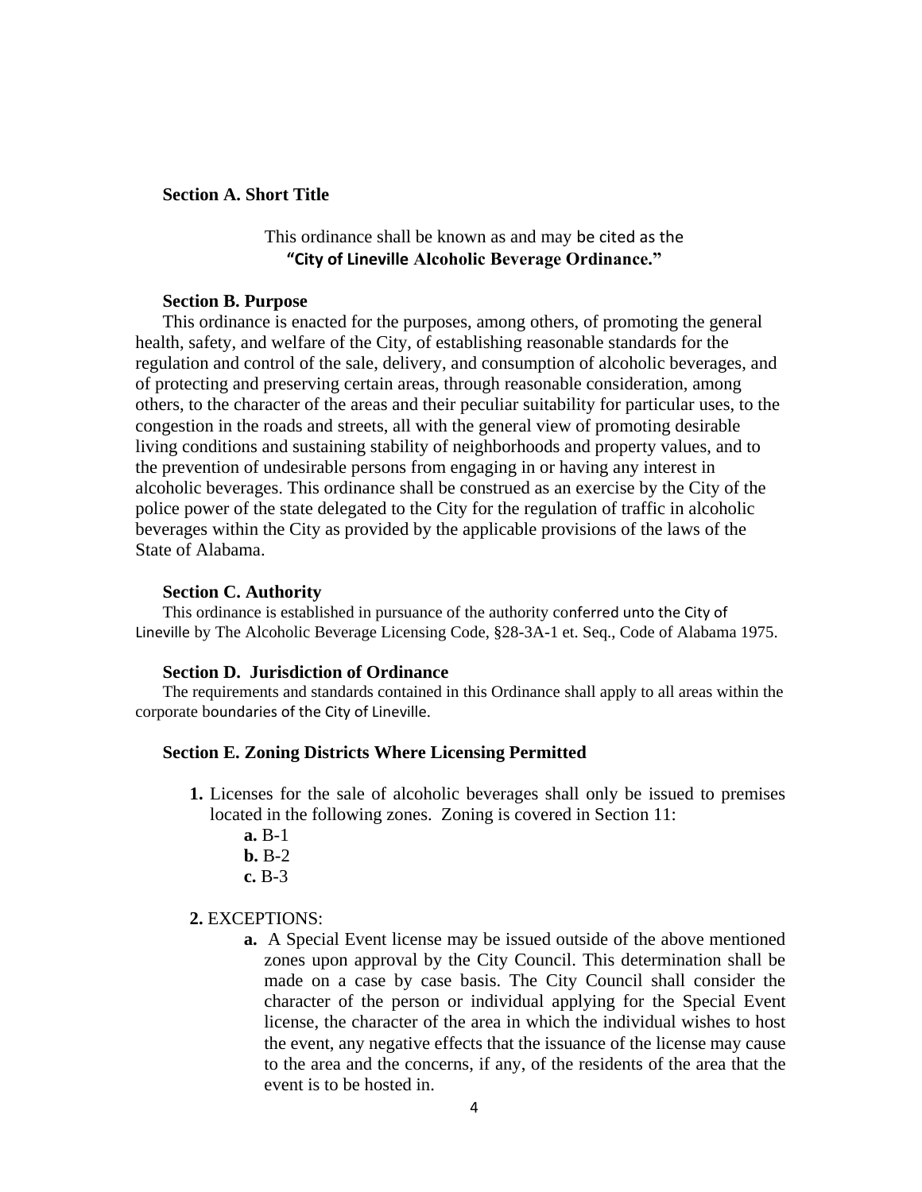### Section A. Short Title

This ordinance shall be known as and may be cited as the **"City of Lineville Alcoholic Beverage Ordinance."**

### Section B. Purpose

This ordinance is enacted for the purposes, among others, of promoting the general health, safety, and welfare of the City, of establishing reasonable standards for the regulation and control of the sale, delivery, and consumption of alcoholic beverages, and of protecting and preserving certain areas, through reasonable consideration, among others, to the character of the areas and their peculiar suitability for particular uses, to the congestion in the roads and streets, all with the general view of promoting desirable living conditions and sustaining stability of neighborhoods and property values, and to the prevention of undesirable persons from engaging in or having any interest in alcoholic beverages. This ordinance shall be construed as an exercise by the City of the police power of the state delegated to the City for the regulation of traffic in alcoholic beverages within the City as provided by the applicable provisions of the laws of the State of Alabama.

### Section C. Authority

This ordinance is established in pursuance of the authority conferred unto the City of Lineville by The Alcoholic Beverage Licensing Code, §28-3A-1 et. Seq., Code of Alabama 1975.

### Section D. Jurisdiction of Ordinance

The requirements and standards contained in this Ordinance shall apply to all areas within the corporate boundaries of the City of Lineville.

### Section E. Zoning Districts Where Licensing Permitted

**1.** Licenses for the sale of alcoholic beverages shall only be issued to premises located in the following zones. Zoning is covered in Section 11:

- **a.** B-1
- **b.** B-2
- **c.** B-3

**2.** EXCEPTIONS:

- **a.** A Special Event license may be issued outside of the above mentioned zones upon approval by the City Council. This determination shall be made on a case by case basis. The City Council shall consider the character of the person or individual applying for the Special Event license, the character of the area in which the individual wishes to host the event, any negative effects that the issuance of the license may cause to the area and the concerns, if any, of the residents of the area that the event is to be hosted in.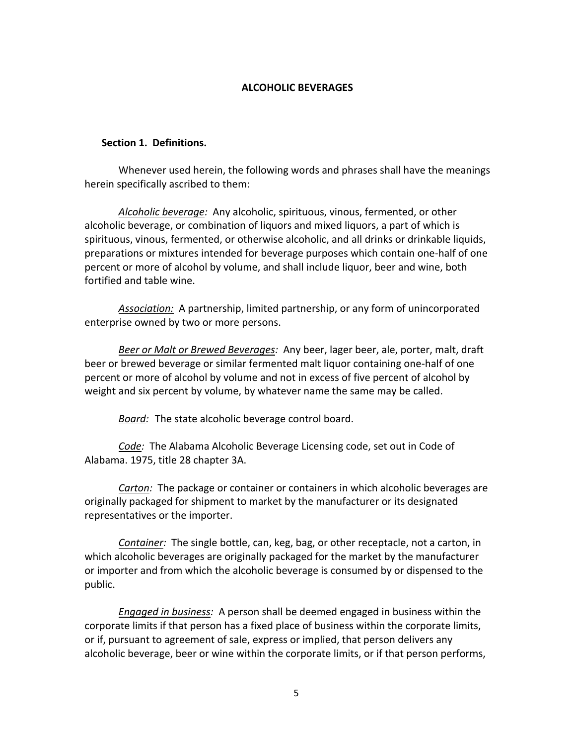## ALCOHOLIC BEVERAGES

### Section 1. Definitions.

Whenever used herein, the following words and phrases shall have the meanings herein specifically ascribed to them:

*Alcoholic beverage:* Any alcoholic, spirituous, vinous, fermented, or other alcoholic beverage, or combination of liquors and mixed liquors, a part of which is spirituous, vinous, fermented, or otherwise alcoholic, and all drinks or drinkable liquids, preparations or mixtures intended for beverage purposes which contain one-half of one percent or more of alcohol by volume, and shall include liquor, beer and wine, both fortified and table wine.

*Association:* A partnership, limited partnership, or any form of unincorporated enterprise owned by two or more persons.

*Beer or Malt or Brewed Beverages:* Any beer, lager beer, ale, porter, malt, draft beer or brewed beverage or similar fermented malt liquor containing one-half of one percent or more of alcohol by volume and not in excess of five percent of alcohol by weight and six percent by volume, by whatever name the same may be called.

*Board:* The state alcoholic beverage control board.

*Code:* The Alabama Alcoholic Beverage Licensing code, set out in Code of Alabama. 1975, title 28 chapter 3A.

*Carton:* The package or container or containers in which alcoholic beverages are originally packaged for shipment to market by the manufacturer or its designated representatives or the importer.

*Container:* The single bottle, can, keg, bag, or other receptacle, not a carton, in which alcoholic beverages are originally packaged for the market by the manufacturer or importer and from which the alcoholic beverage is consumed by or dispensed to the public.

*Engaged in business:* A person shall be deemed engaged in business within the corporate limits if that person has a fixed place of business within the corporate limits, or if, pursuant to agreement of sale, express or implied, that person delivers any alcoholic beverage, beer or wine within the corporate limits, or if that person performs,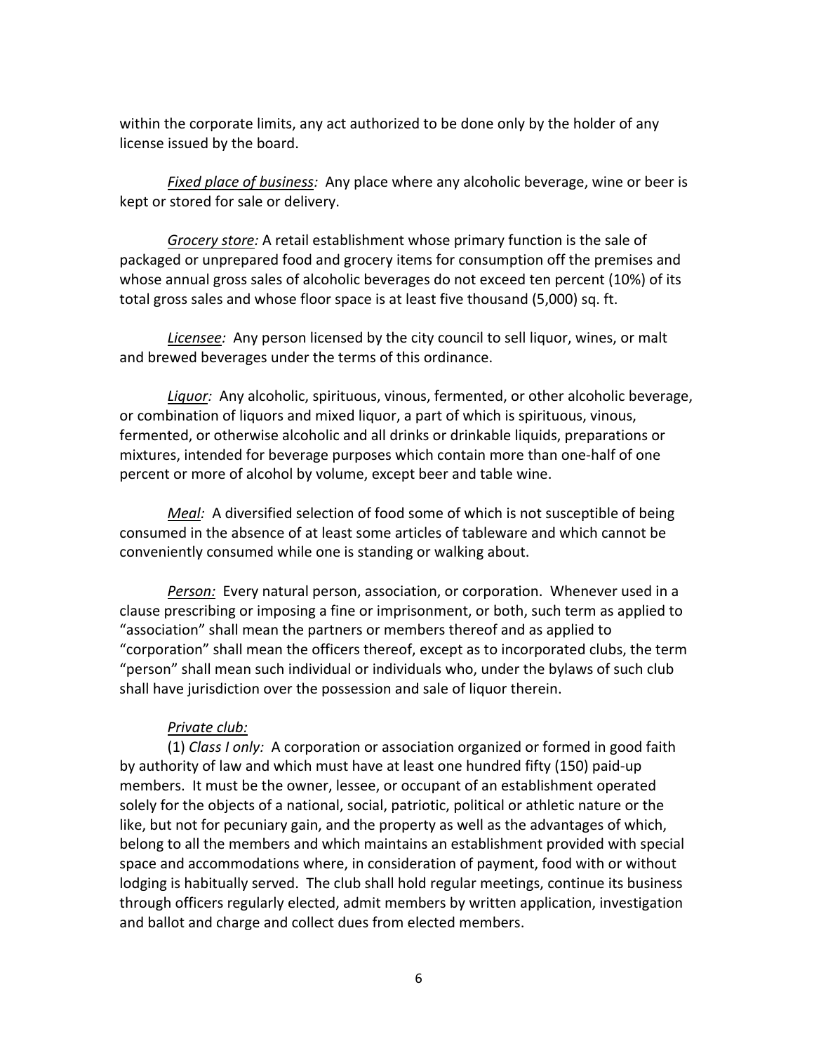within the corporate limits, any act authorized to be done only by the holder of any license issued by the board.

*Fixed place of business:* Any place where any alcoholic beverage, wine or beer is kept or stored for sale or delivery.

*Grocery store:* A retail establishment whose primary function is the sale of packaged or unprepared food and grocery items for consumption off the premises and whose annual gross sales of alcoholic beverages do not exceed ten percent (10%) of its total gross sales and whose floor space is at least five thousand (5,000) sq. ft.

*Licensee:* Any person licensed by the city council to sell liquor, wines, or malt and brewed beverages under the terms of this ordinance.

*Liquor:* Any alcoholic, spirituous, vinous, fermented, or other alcoholic beverage, or combination of liquors and mixed liquor, a part of which is spirituous, vinous, fermented, or otherwise alcoholic and all drinks or drinkable liquids, preparations or mixtures, intended for beverage purposes which contain more than one-half of one percent or more of alcohol by volume, except beer and table wine.

*Meal:* A diversified selection of food some of which is not susceptible of being consumed in the absence of at least some articles of tableware and which cannot be conveniently consumed while one is standing or walking about.

*Person:* Every natural person, association, or corporation. Whenever used in a clause prescribing or imposing a fine or imprisonment, or both, such term as applied to "association" shall mean the partners or members thereof and as applied to "corporation" shall mean the officers thereof, except as to incorporated clubs, the term "person" shall mean such individual or individuals who, under the bylaws of such club shall have jurisdiction over the possession and sale of liquor therein.

*Private club:*

(1) *Class I only:* A corporation or association organized or formed in good faith by authority of law and which must have at least one hundred fifty (150) paid-up members. It must be the owner, lessee, or occupant of an establishment operated solely for the objects of a national, social, patriotic, political or athletic nature or the like, but not for pecuniary gain, and the property as well as the advantages of which, belong to all the members and which maintains an establishment provided with special space and accommodations where, in consideration of payment, food with or without lodging is habitually served. The club shall hold regular meetings, continue its business through officers regularly elected, admit members by written application, investigation and ballot and charge and collect dues from elected members.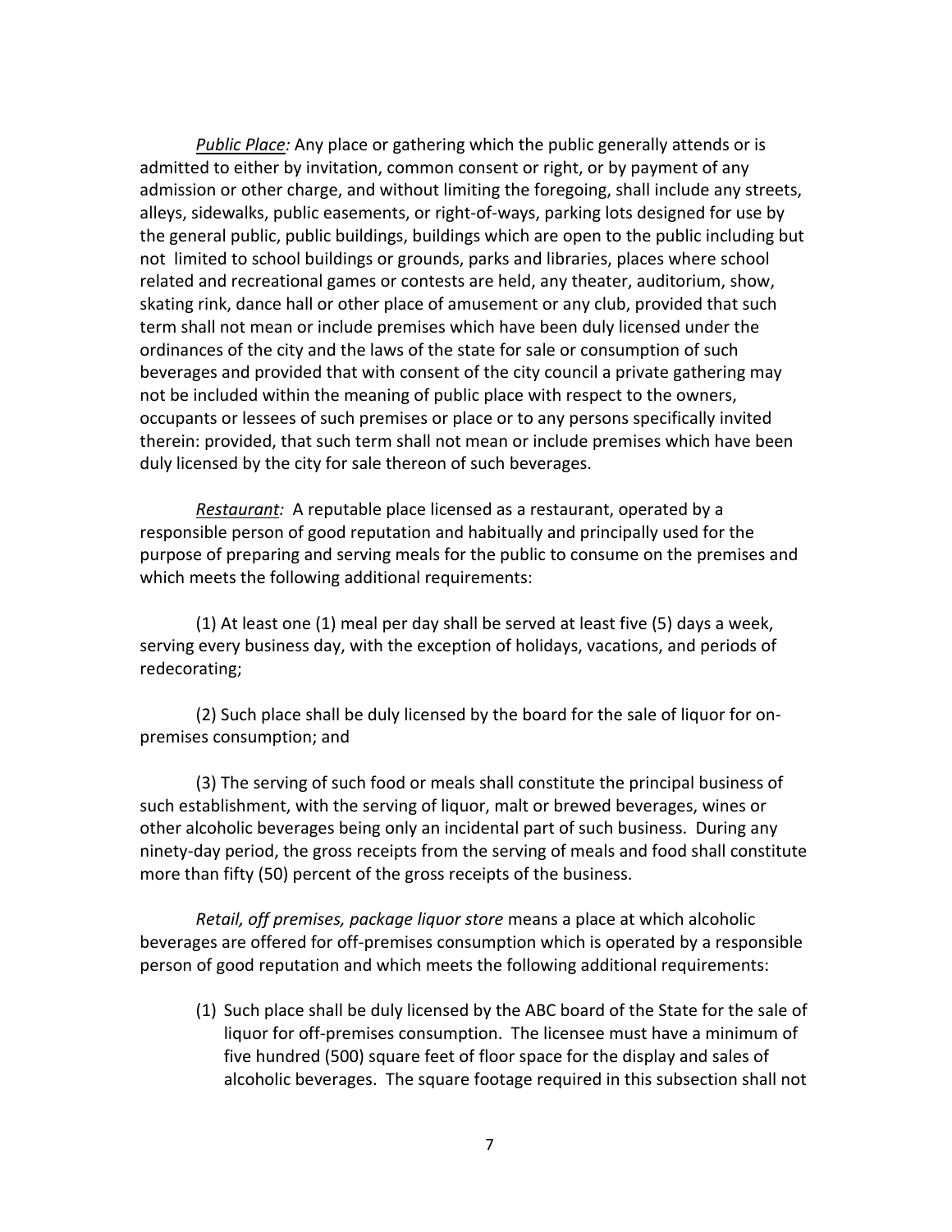*Public Place:* Any place or gathering which the public generally attends or is admitted to either by invitation, common consent or right, or by payment of any admission or other charge, and without limiting the foregoing, shall include any streets, alleys, sidewalks, public easements, or right-of-ways, parking lots designed for use by the general public, public buildings, buildings which are open to the public including but not limited to school buildings or grounds, parks and libraries, places where school related and recreational games or contests are held, any theater, auditorium, show, skating rink, dance hall or other place of amusement or any club, provided that such term shall not mean or include premises which have been duly licensed under the ordinances of the city and the laws of the state for sale or consumption of such beverages and provided that with consent of the city council a private gathering may not be included within the meaning of public place with respect to the owners, occupants or lessees of such premises or place or to any persons specifically invited therein: provided, that such term shall not mean or include premises which have been duly licensed by the city for sale thereon of such beverages.

*Restaurant:* A reputable place licensed as a restaurant, operated by a responsible person of good reputation and habitually and principally used for the purpose of preparing and serving meals for the public to consume on the premises and which meets the following additional requirements:

(1) At least one (1) meal per day shall be served at least five (5) days a week, serving every business day, with the exception of holidays, vacations, and periods of redecorating;

(2) Such place shall be duly licensed by the board for the sale of liquor for on-premises consumption; and

(3) The serving of such food or meals shall constitute the principal business of such establishment, with the serving of liquor, malt or brewed beverages, wines or other alcoholic beverages being only an incidental part of such business. During any ninety-day period, the gross receipts from the serving of meals and food shall constitute more than fifty (50) percent of the gross receipts of the business.

*Retail, off premises, package liquor store* means a place at which alcoholic beverages are offered for off-premises consumption which is operated by a responsible person of good reputation and which meets the following additional requirements:

(1) Such place shall be duly licensed by the ABC board of the State for the sale of liquor for off-premises consumption. The licensee must have a minimum of five hundred (500) square feet of floor space for the display and sales of alcoholic beverages. The square footage required in this subsection shall not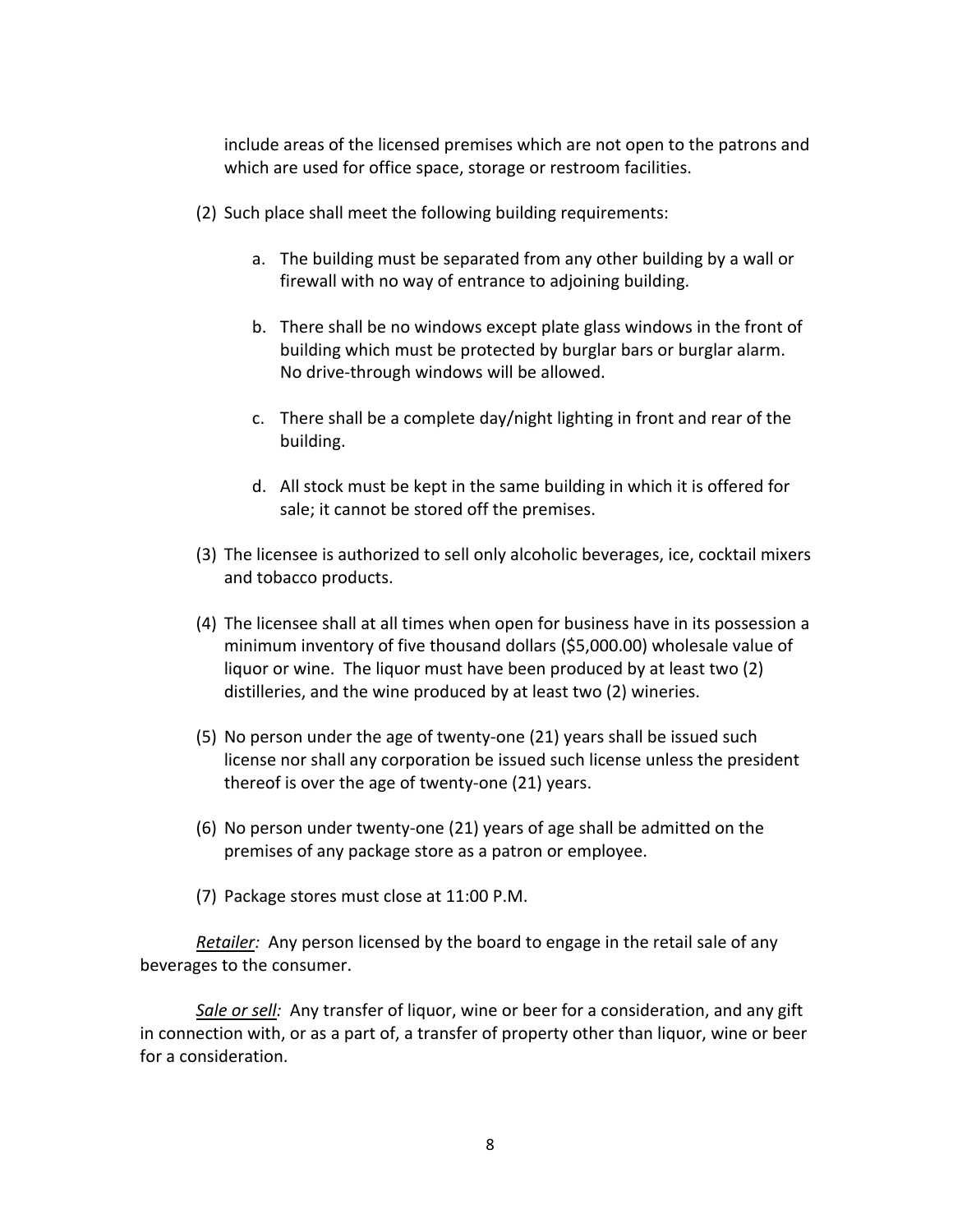include areas of the licensed premises which are not open to the patrons and which are used for office space, storage or restroom facilities.

(2) Such place shall meet the following building requirements:

   a. The building must be separated from any other building by a wall or firewall with no way of entrance to adjoining building.

   b. There shall be no windows except plate glass windows in the front of building which must be protected by burglar bars or burglar alarm. No drive-through windows will be allowed.

   c. There shall be a complete day/night lighting in front and rear of the building.

   d. All stock must be kept in the same building in which it is offered for sale; it cannot be stored off the premises.

(3) The licensee is authorized to sell only alcoholic beverages, ice, cocktail mixers and tobacco products.

(4) The licensee shall at all times when open for business have in its possession a minimum inventory of five thousand dollars ($5,000.00) wholesale value of liquor or wine. The liquor must have been produced by at least two (2) distilleries, and the wine produced by at least two (2) wineries.

(5) No person under the age of twenty-one (21) years shall be issued such license nor shall any corporation be issued such license unless the president thereof is over the age of twenty-one (21) years.

(6) No person under twenty-one (21) years of age shall be admitted on the premises of any package store as a patron or employee.

(7) Package stores must close at 11:00 P.M.

*Retailer:* Any person licensed by the board to engage in the retail sale of any beverages to the consumer.

*Sale or sell:* Any transfer of liquor, wine or beer for a consideration, and any gift in connection with, or as a part of, a transfer of property other than liquor, wine or beer for a consideration.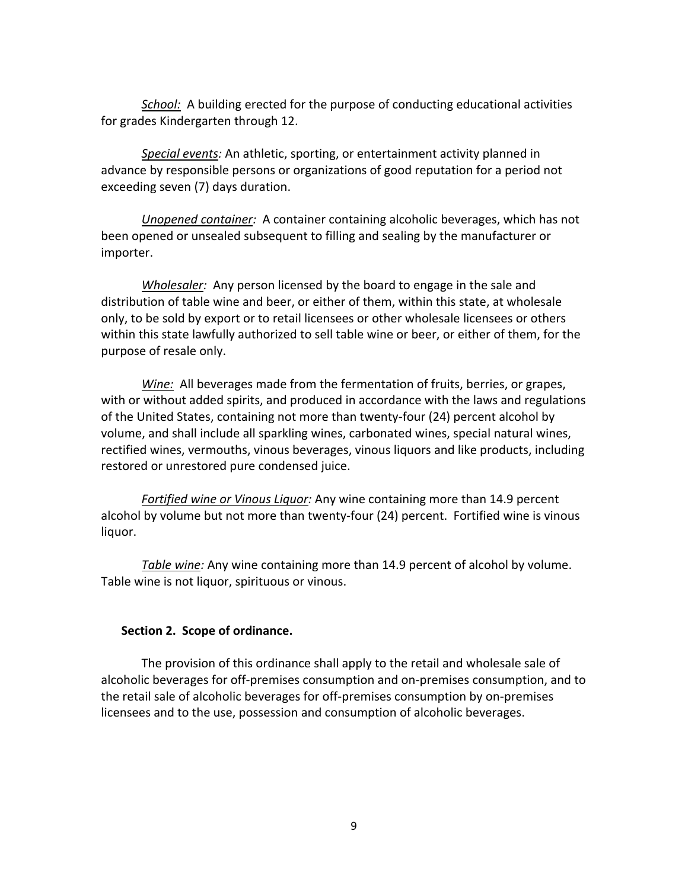*School:* A building erected for the purpose of conducting educational activities for grades Kindergarten through 12.

*Special events:* An athletic, sporting, or entertainment activity planned in advance by responsible persons or organizations of good reputation for a period not exceeding seven (7) days duration.

*Unopened container:* A container containing alcoholic beverages, which has not been opened or unsealed subsequent to filling and sealing by the manufacturer or importer.

*Wholesaler:* Any person licensed by the board to engage in the sale and distribution of table wine and beer, or either of them, within this state, at wholesale only, to be sold by export or to retail licensees or other wholesale licensees or others within this state lawfully authorized to sell table wine or beer, or either of them, for the purpose of resale only.

*Wine:* All beverages made from the fermentation of fruits, berries, or grapes, with or without added spirits, and produced in accordance with the laws and regulations of the United States, containing not more than twenty-four (24) percent alcohol by volume, and shall include all sparkling wines, carbonated wines, special natural wines, rectified wines, vermouths, vinous beverages, vinous liquors and like products, including restored or unrestored pure condensed juice.

*Fortified wine or Vinous Liquor:* Any wine containing more than 14.9 percent alcohol by volume but not more than twenty-four (24) percent. Fortified wine is vinous liquor.

*Table wine:* Any wine containing more than 14.9 percent of alcohol by volume. Table wine is not liquor, spirituous or vinous.

**Section 2. Scope of ordinance.**

The provision of this ordinance shall apply to the retail and wholesale sale of alcoholic beverages for off-premises consumption and on-premises consumption, and to the retail sale of alcoholic beverages for off-premises consumption by on-premises licensees and to the use, possession and consumption of alcoholic beverages.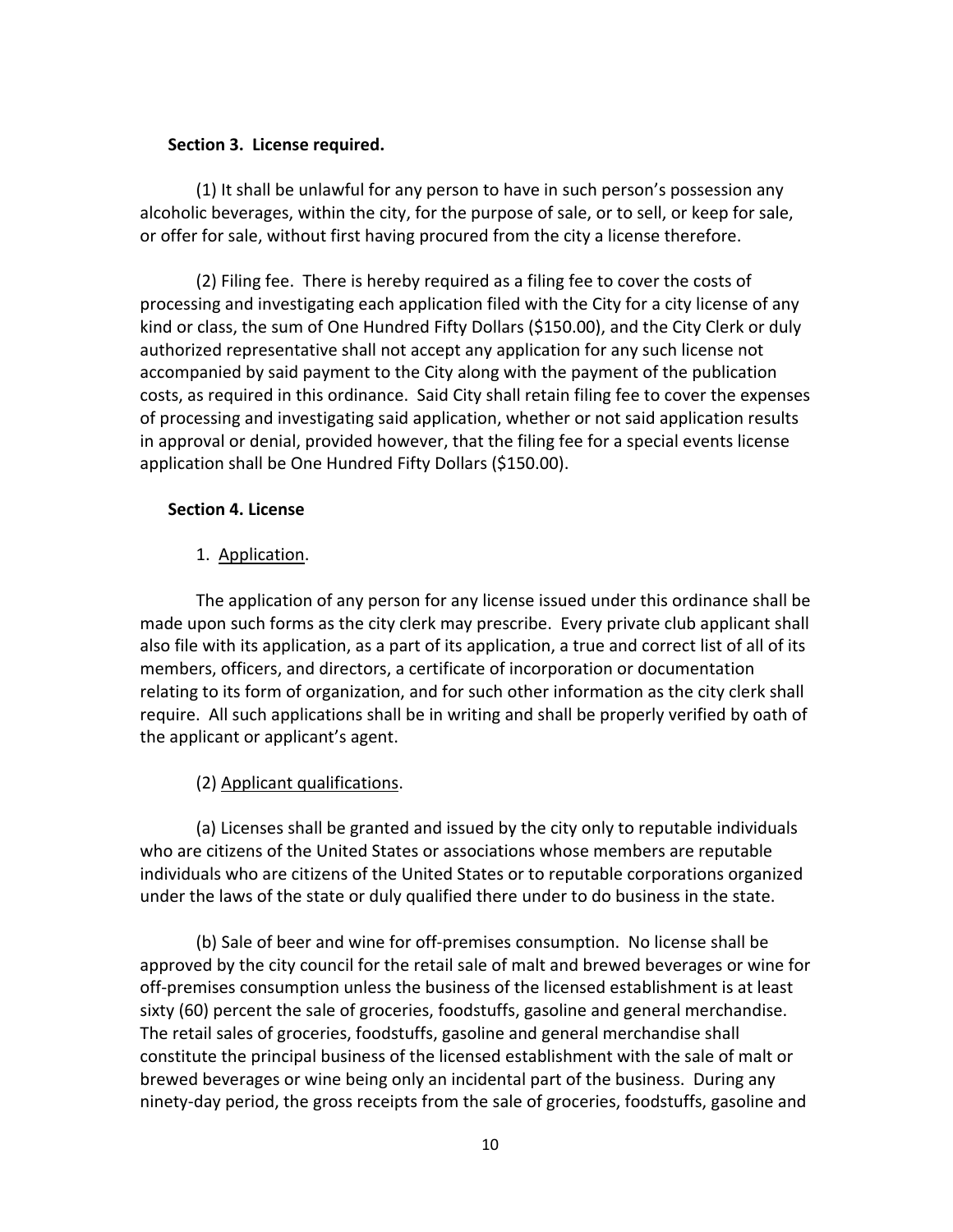**Section 3. License required.**

(1) It shall be unlawful for any person to have in such person's possession any alcoholic beverages, within the city, for the purpose of sale, or to sell, or keep for sale, or offer for sale, without first having procured from the city a license therefore.

(2) Filing fee. There is hereby required as a filing fee to cover the costs of processing and investigating each application filed with the City for a city license of any kind or class, the sum of One Hundred Fifty Dollars ($150.00), and the City Clerk or duly authorized representative shall not accept any application for any such license not accompanied by said payment to the City along with the payment of the publication costs, as required in this ordinance. Said City shall retain filing fee to cover the expenses of processing and investigating said application, whether or not said application results in approval or denial, provided however, that the filing fee for a special events license application shall be One Hundred Fifty Dollars ($150.00).

**Section 4. License**

1. Application.

The application of any person for any license issued under this ordinance shall be made upon such forms as the city clerk may prescribe. Every private club applicant shall also file with its application, as a part of its application, a true and correct list of all of its members, officers, and directors, a certificate of incorporation or documentation relating to its form of organization, and for such other information as the city clerk shall require. All such applications shall be in writing and shall be properly verified by oath of the applicant or applicant's agent.

(2) Applicant qualifications.

(a) Licenses shall be granted and issued by the city only to reputable individuals who are citizens of the United States or associations whose members are reputable individuals who are citizens of the United States or to reputable corporations organized under the laws of the state or duly qualified there under to do business in the state.

(b) Sale of beer and wine for off-premises consumption. No license shall be approved by the city council for the retail sale of malt and brewed beverages or wine for off-premises consumption unless the business of the licensed establishment is at least sixty (60) percent the sale of groceries, foodstuffs, gasoline and general merchandise. The retail sales of groceries, foodstuffs, gasoline and general merchandise shall constitute the principal business of the licensed establishment with the sale of malt or brewed beverages or wine being only an incidental part of the business. During any ninety-day period, the gross receipts from the sale of groceries, foodstuffs, gasoline and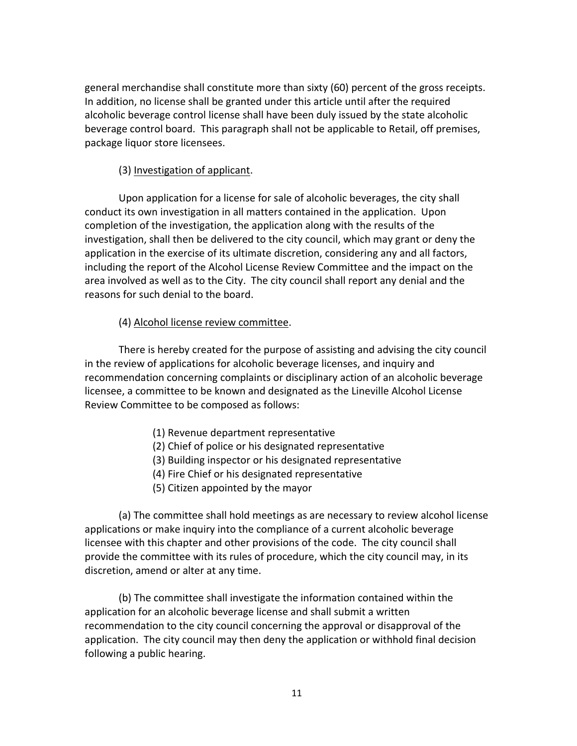general merchandise shall constitute more than sixty (60) percent of the gross receipts. In addition, no license shall be granted under this article until after the required alcoholic beverage control license shall have been duly issued by the state alcoholic beverage control board. This paragraph shall not be applicable to Retail, off premises, package liquor store licensees.

(3) Investigation of applicant.

Upon application for a license for sale of alcoholic beverages, the city shall conduct its own investigation in all matters contained in the application. Upon completion of the investigation, the application along with the results of the investigation, shall then be delivered to the city council, which may grant or deny the application in the exercise of its ultimate discretion, considering any and all factors, including the report of the Alcohol License Review Committee and the impact on the area involved as well as to the City. The city council shall report any denial and the reasons for such denial to the board.

(4) Alcohol license review committee.

There is hereby created for the purpose of assisting and advising the city council in the review of applications for alcoholic beverage licenses, and inquiry and recommendation concerning complaints or disciplinary action of an alcoholic beverage licensee, a committee to be known and designated as the Lineville Alcohol License Review Committee to be composed as follows:

(1) Revenue department representative
(2) Chief of police or his designated representative
(3) Building inspector or his designated representative
(4) Fire Chief or his designated representative
(5) Citizen appointed by the mayor

(a) The committee shall hold meetings as are necessary to review alcohol license applications or make inquiry into the compliance of a current alcoholic beverage licensee with this chapter and other provisions of the code. The city council shall provide the committee with its rules of procedure, which the city council may, in its discretion, amend or alter at any time.

(b) The committee shall investigate the information contained within the application for an alcoholic beverage license and shall submit a written recommendation to the city council concerning the approval or disapproval of the application. The city council may then deny the application or withhold final decision following a public hearing.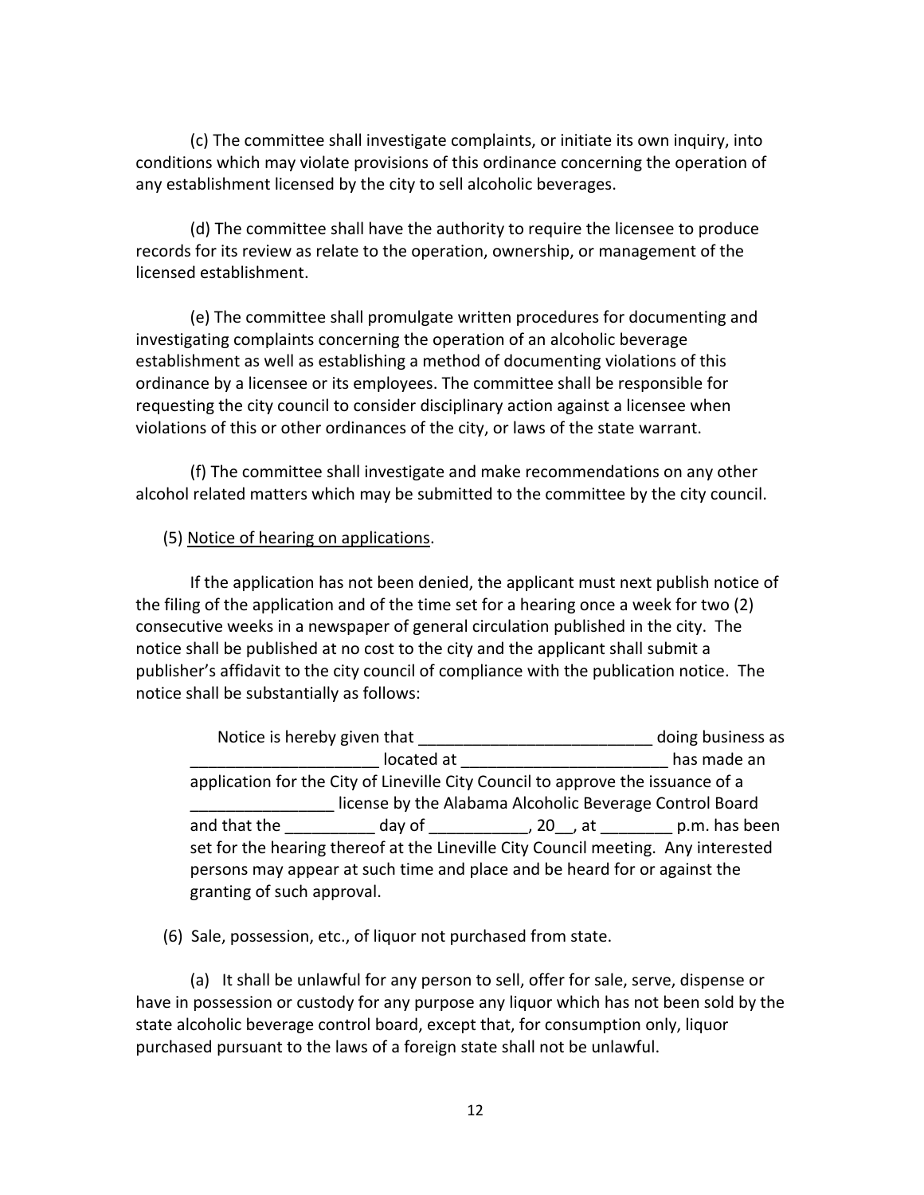(c) The committee shall investigate complaints, or initiate its own inquiry, into conditions which may violate provisions of this ordinance concerning the operation of any establishment licensed by the city to sell alcoholic beverages.

(d) The committee shall have the authority to require the licensee to produce records for its review as relate to the operation, ownership, or management of the licensed establishment.

(e) The committee shall promulgate written procedures for documenting and investigating complaints concerning the operation of an alcoholic beverage establishment as well as establishing a method of documenting violations of this ordinance by a licensee or its employees. The committee shall be responsible for requesting the city council to consider disciplinary action against a licensee when violations of this or other ordinances of the city, or laws of the state warrant.

(f) The committee shall investigate and make recommendations on any other alcohol related matters which may be submitted to the committee by the city council.

(5) <u>Notice of hearing on applications</u>.

If the application has not been denied, the applicant must next publish notice of the filing of the application and of the time set for a hearing once a week for two (2) consecutive weeks in a newspaper of general circulation published in the city. The notice shall be published at no cost to the city and the applicant shall submit a publisher's affidavit to the city council of compliance with the publication notice. The notice shall be substantially as follows:

> Notice is hereby given that __________________________ doing business as _____________________ located at _______________________ has made an application for the City of Lineville City Council to approve the issuance of a ________________ license by the Alabama Alcoholic Beverage Control Board and that the __________ day of ___________, 20__, at ________ p.m. has been set for the hearing thereof at the Lineville City Council meeting. Any interested persons may appear at such time and place and be heard for or against the granting of such approval.

(6) Sale, possession, etc., of liquor not purchased from state.

(a) It shall be unlawful for any person to sell, offer for sale, serve, dispense or have in possession or custody for any purpose any liquor which has not been sold by the state alcoholic beverage control board, except that, for consumption only, liquor purchased pursuant to the laws of a foreign state shall not be unlawful.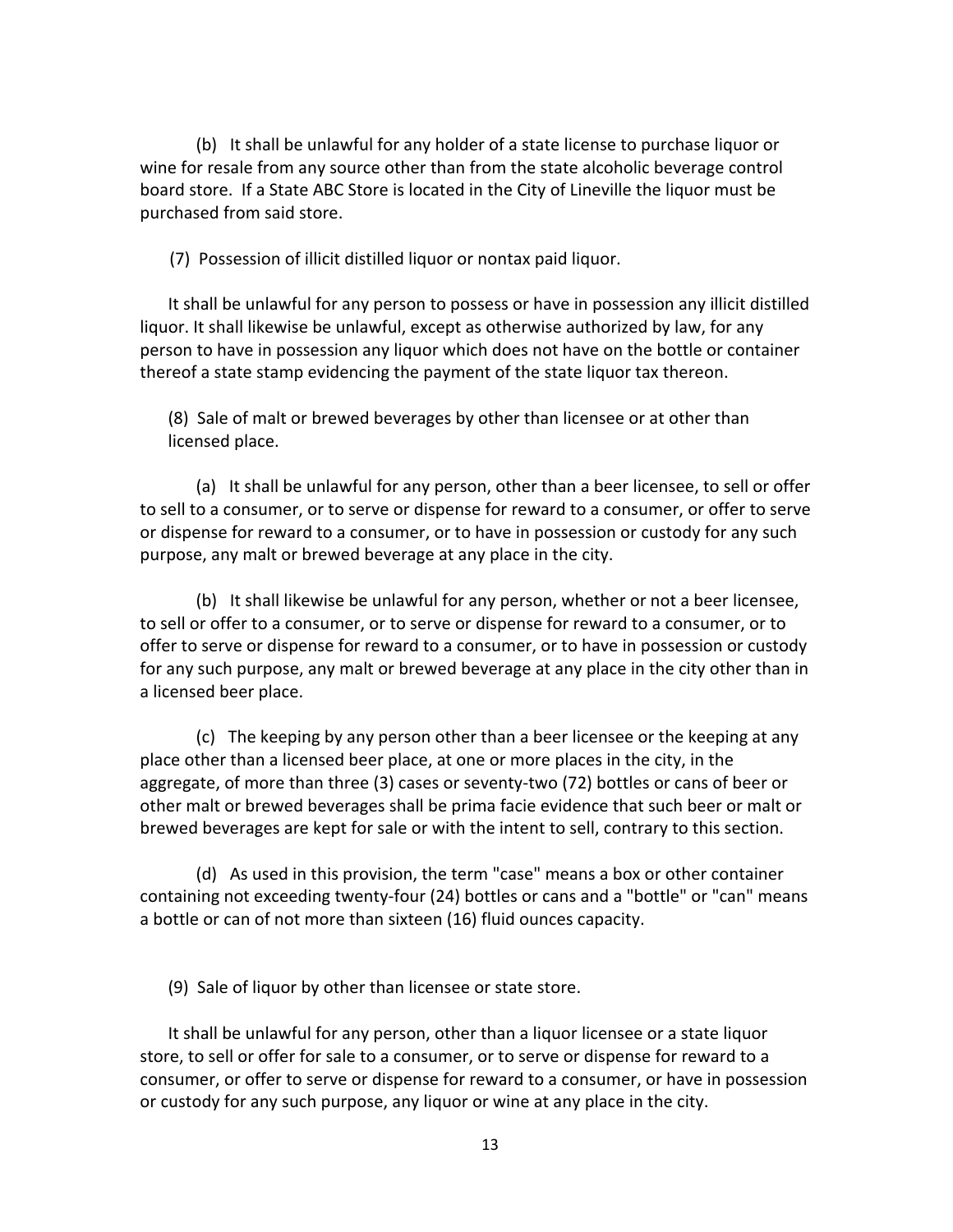(b) It shall be unlawful for any holder of a state license to purchase liquor or wine for resale from any source other than from the state alcoholic beverage control board store. If a State ABC Store is located in the City of Lineville the liquor must be purchased from said store.

(7) Possession of illicit distilled liquor or nontax paid liquor.

It shall be unlawful for any person to possess or have in possession any illicit distilled liquor. It shall likewise be unlawful, except as otherwise authorized by law, for any person to have in possession any liquor which does not have on the bottle or container thereof a state stamp evidencing the payment of the state liquor tax thereon.

(8) Sale of malt or brewed beverages by other than licensee or at other than licensed place.

(a) It shall be unlawful for any person, other than a beer licensee, to sell or offer to sell to a consumer, or to serve or dispense for reward to a consumer, or offer to serve or dispense for reward to a consumer, or to have in possession or custody for any such purpose, any malt or brewed beverage at any place in the city.

(b) It shall likewise be unlawful for any person, whether or not a beer licensee, to sell or offer to a consumer, or to serve or dispense for reward to a consumer, or to offer to serve or dispense for reward to a consumer, or to have in possession or custody for any such purpose, any malt or brewed beverage at any place in the city other than in a licensed beer place.

(c) The keeping by any person other than a beer licensee or the keeping at any place other than a licensed beer place, at one or more places in the city, in the aggregate, of more than three (3) cases or seventy-two (72) bottles or cans of beer or other malt or brewed beverages shall be prima facie evidence that such beer or malt or brewed beverages are kept for sale or with the intent to sell, contrary to this section.

(d) As used in this provision, the term "case" means a box or other container containing not exceeding twenty-four (24) bottles or cans and a "bottle" or "can" means a bottle or can of not more than sixteen (16) fluid ounces capacity.

(9) Sale of liquor by other than licensee or state store.

It shall be unlawful for any person, other than a liquor licensee or a state liquor store, to sell or offer for sale to a consumer, or to serve or dispense for reward to a consumer, or offer to serve or dispense for reward to a consumer, or have in possession or custody for any such purpose, any liquor or wine at any place in the city.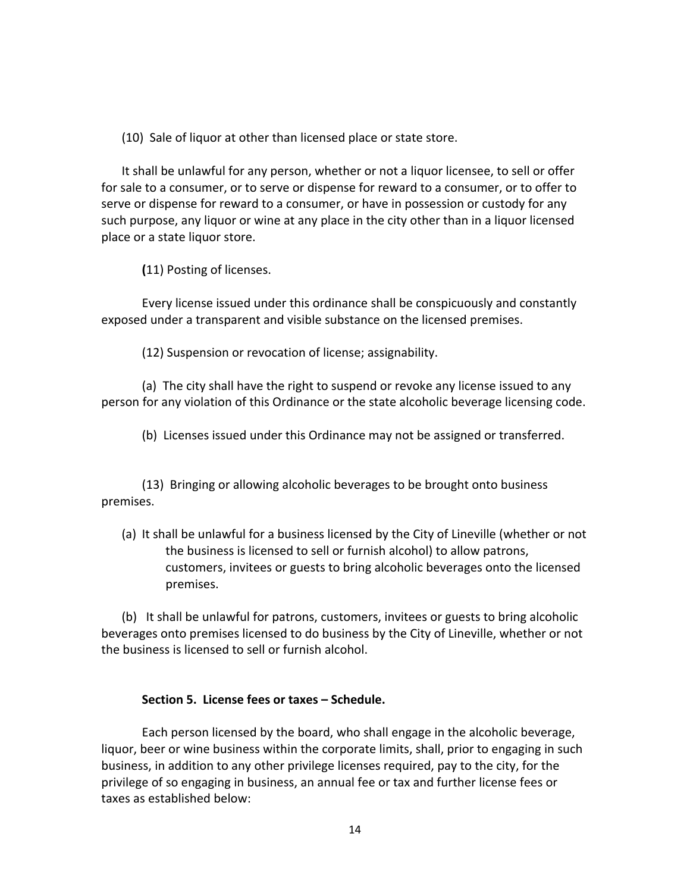(10) Sale of liquor at other than licensed place or state store.

It shall be unlawful for any person, whether or not a liquor licensee, to sell or offer for sale to a consumer, or to serve or dispense for reward to a consumer, or to offer to serve or dispense for reward to a consumer, or have in possession or custody for any such purpose, any liquor or wine at any place in the city other than in a liquor licensed place or a state liquor store.

**(**11) Posting of licenses.

Every license issued under this ordinance shall be conspicuously and constantly exposed under a transparent and visible substance on the licensed premises.

(12) Suspension or revocation of license; assignability.

(a) The city shall have the right to suspend or revoke any license issued to any person for any violation of this Ordinance or the state alcoholic beverage licensing code.

(b) Licenses issued under this Ordinance may not be assigned or transferred.

(13) Bringing or allowing alcoholic beverages to be brought onto business premises.

(a) It shall be unlawful for a business licensed by the City of Lineville (whether or not the business is licensed to sell or furnish alcohol) to allow patrons, customers, invitees or guests to bring alcoholic beverages onto the licensed premises.

(b) It shall be unlawful for patrons, customers, invitees or guests to bring alcoholic beverages onto premises licensed to do business by the City of Lineville, whether or not the business is licensed to sell or furnish alcohol.

**Section 5. License fees or taxes – Schedule.**

Each person licensed by the board, who shall engage in the alcoholic beverage, liquor, beer or wine business within the corporate limits, shall, prior to engaging in such business, in addition to any other privilege licenses required, pay to the city, for the privilege of so engaging in business, an annual fee or tax and further license fees or taxes as established below: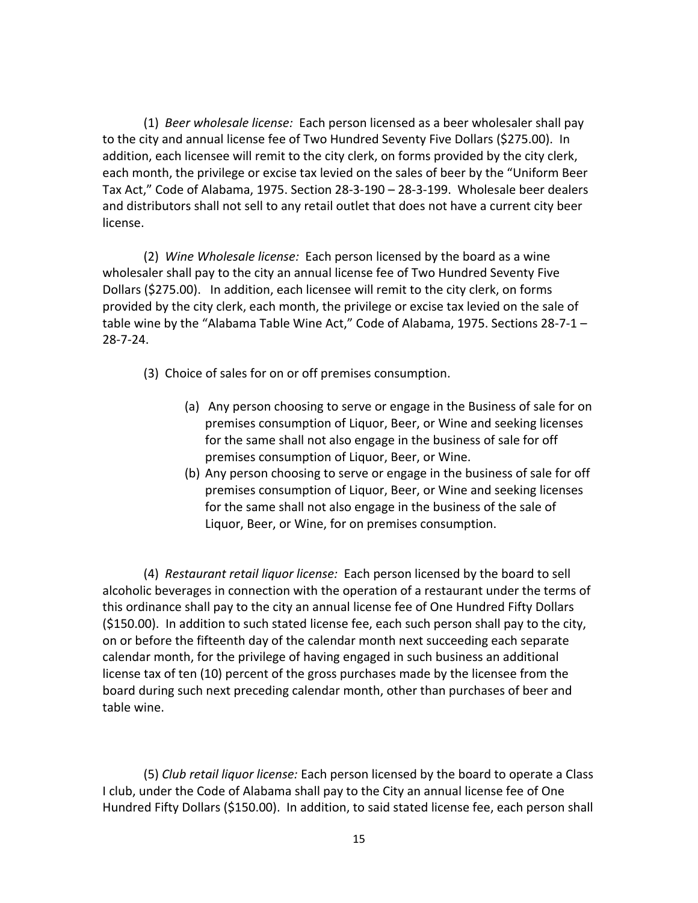(1) *Beer wholesale license:* Each person licensed as a beer wholesaler shall pay to the city and annual license fee of Two Hundred Seventy Five Dollars ($275.00). In addition, each licensee will remit to the city clerk, on forms provided by the city clerk, each month, the privilege or excise tax levied on the sales of beer by the "Uniform Beer Tax Act," Code of Alabama, 1975. Section 28-3-190 – 28-3-199. Wholesale beer dealers and distributors shall not sell to any retail outlet that does not have a current city beer license.

(2) *Wine Wholesale license:* Each person licensed by the board as a wine wholesaler shall pay to the city an annual license fee of Two Hundred Seventy Five Dollars ($275.00). In addition, each licensee will remit to the city clerk, on forms provided by the city clerk, each month, the privilege or excise tax levied on the sale of table wine by the "Alabama Table Wine Act," Code of Alabama, 1975. Sections 28-7-1 – 28-7-24.

(3) Choice of sales for on or off premises consumption.

(a) Any person choosing to serve or engage in the Business of sale for on premises consumption of Liquor, Beer, or Wine and seeking licenses for the same shall not also engage in the business of sale for off premises consumption of Liquor, Beer, or Wine.

(b) Any person choosing to serve or engage in the business of sale for off premises consumption of Liquor, Beer, or Wine and seeking licenses for the same shall not also engage in the business of the sale of Liquor, Beer, or Wine, for on premises consumption.

(4) *Restaurant retail liquor license:* Each person licensed by the board to sell alcoholic beverages in connection with the operation of a restaurant under the terms of this ordinance shall pay to the city an annual license fee of One Hundred Fifty Dollars ($150.00). In addition to such stated license fee, each such person shall pay to the city, on or before the fifteenth day of the calendar month next succeeding each separate calendar month, for the privilege of having engaged in such business an additional license tax of ten (10) percent of the gross purchases made by the licensee from the board during such next preceding calendar month, other than purchases of beer and table wine.

(5) *Club retail liquor license:* Each person licensed by the board to operate a Class I club, under the Code of Alabama shall pay to the City an annual license fee of One Hundred Fifty Dollars ($150.00). In addition, to said stated license fee, each person shall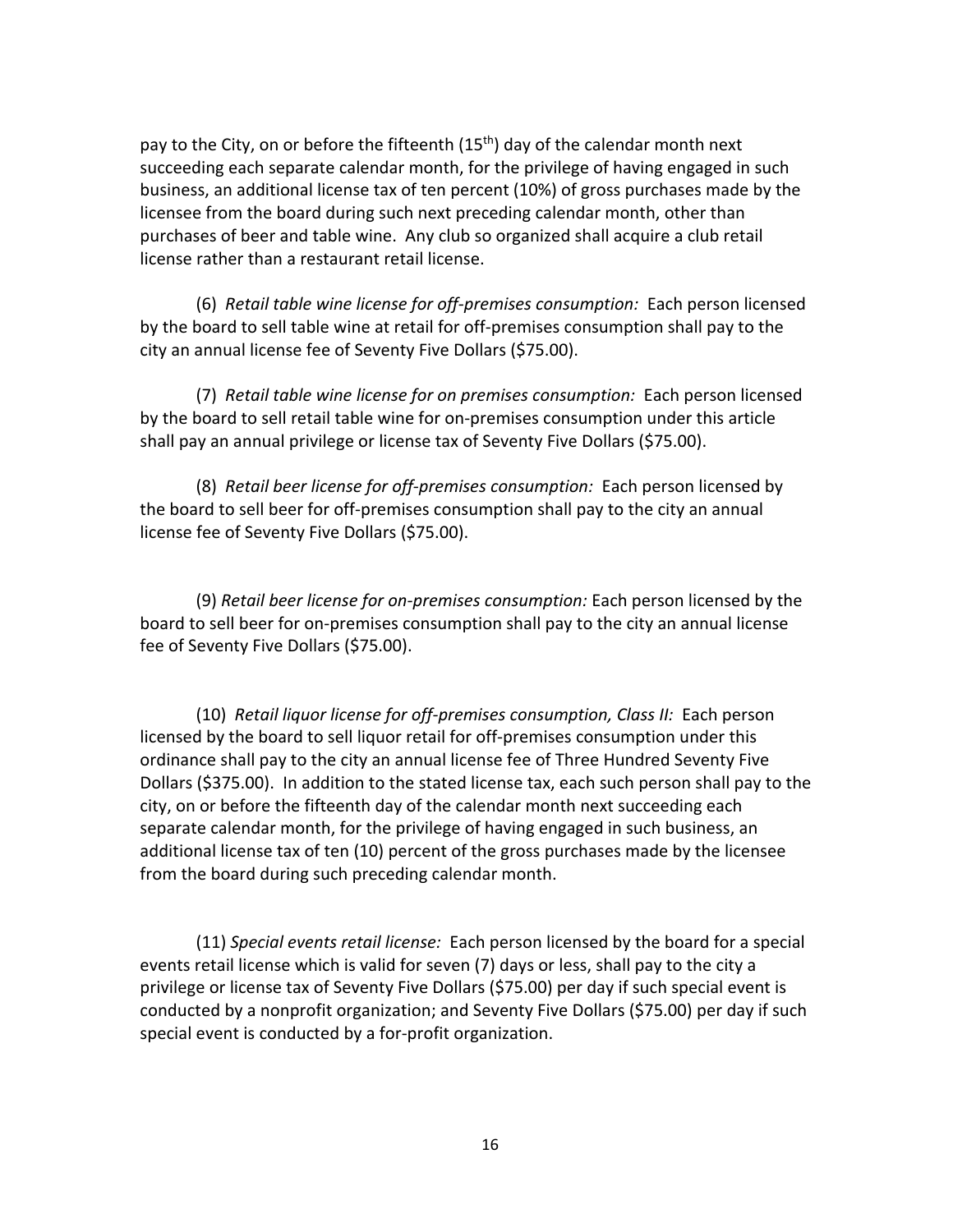pay to the City, on or before the fifteenth (15th) day of the calendar month next succeeding each separate calendar month, for the privilege of having engaged in such business, an additional license tax of ten percent (10%) of gross purchases made by the licensee from the board during such next preceding calendar month, other than purchases of beer and table wine. Any club so organized shall acquire a club retail license rather than a restaurant retail license.

(6) *Retail table wine license for off-premises consumption:* Each person licensed by the board to sell table wine at retail for off-premises consumption shall pay to the city an annual license fee of Seventy Five Dollars ($75.00).

(7) *Retail table wine license for on premises consumption:* Each person licensed by the board to sell retail table wine for on-premises consumption under this article shall pay an annual privilege or license tax of Seventy Five Dollars ($75.00).

(8) *Retail beer license for off-premises consumption:* Each person licensed by the board to sell beer for off-premises consumption shall pay to the city an annual license fee of Seventy Five Dollars ($75.00).

(9) *Retail beer license for on-premises consumption:* Each person licensed by the board to sell beer for on-premises consumption shall pay to the city an annual license fee of Seventy Five Dollars ($75.00).

(10) *Retail liquor license for off-premises consumption, Class II:* Each person licensed by the board to sell liquor retail for off-premises consumption under this ordinance shall pay to the city an annual license fee of Three Hundred Seventy Five Dollars ($375.00). In addition to the stated license tax, each such person shall pay to the city, on or before the fifteenth day of the calendar month next succeeding each separate calendar month, for the privilege of having engaged in such business, an additional license tax of ten (10) percent of the gross purchases made by the licensee from the board during such preceding calendar month.

(11) *Special events retail license:* Each person licensed by the board for a special events retail license which is valid for seven (7) days or less, shall pay to the city a privilege or license tax of Seventy Five Dollars ($75.00) per day if such special event is conducted by a nonprofit organization; and Seventy Five Dollars ($75.00) per day if such special event is conducted by a for-profit organization.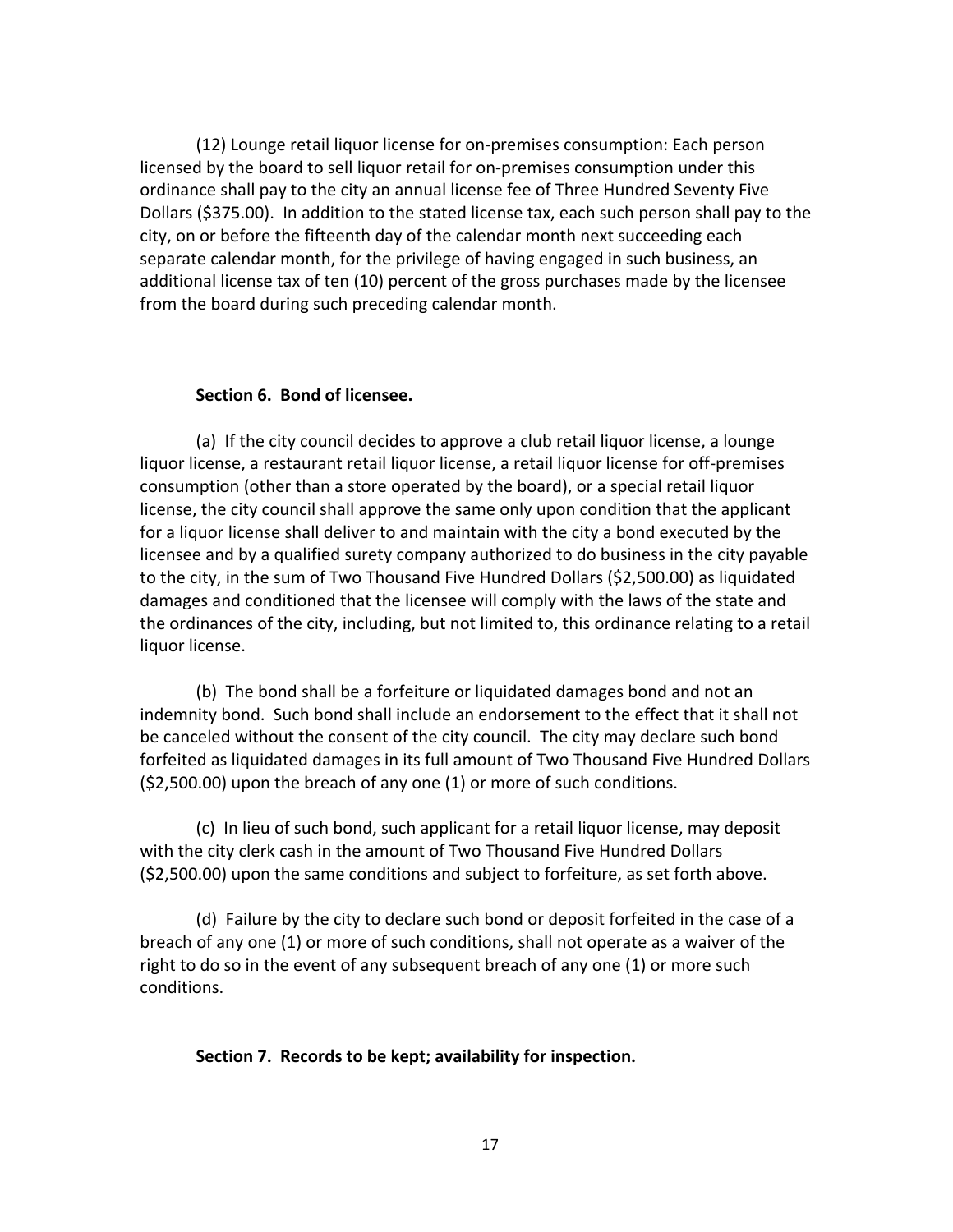(12) Lounge retail liquor license for on-premises consumption: Each person licensed by the board to sell liquor retail for on-premises consumption under this ordinance shall pay to the city an annual license fee of Three Hundred Seventy Five Dollars ($375.00). In addition to the stated license tax, each such person shall pay to the city, on or before the fifteenth day of the calendar month next succeeding each separate calendar month, for the privilege of having engaged in such business, an additional license tax of ten (10) percent of the gross purchases made by the licensee from the board during such preceding calendar month.

**Section 6. Bond of licensee.**

(a) If the city council decides to approve a club retail liquor license, a lounge liquor license, a restaurant retail liquor license, a retail liquor license for off-premises consumption (other than a store operated by the board), or a special retail liquor license, the city council shall approve the same only upon condition that the applicant for a liquor license shall deliver to and maintain with the city a bond executed by the licensee and by a qualified surety company authorized to do business in the city payable to the city, in the sum of Two Thousand Five Hundred Dollars ($2,500.00) as liquidated damages and conditioned that the licensee will comply with the laws of the state and the ordinances of the city, including, but not limited to, this ordinance relating to a retail liquor license.

(b) The bond shall be a forfeiture or liquidated damages bond and not an indemnity bond. Such bond shall include an endorsement to the effect that it shall not be canceled without the consent of the city council. The city may declare such bond forfeited as liquidated damages in its full amount of Two Thousand Five Hundred Dollars ($2,500.00) upon the breach of any one (1) or more of such conditions.

(c) In lieu of such bond, such applicant for a retail liquor license, may deposit with the city clerk cash in the amount of Two Thousand Five Hundred Dollars ($2,500.00) upon the same conditions and subject to forfeiture, as set forth above.

(d) Failure by the city to declare such bond or deposit forfeited in the case of a breach of any one (1) or more of such conditions, shall not operate as a waiver of the right to do so in the event of any subsequent breach of any one (1) or more such conditions.

**Section 7. Records to be kept; availability for inspection.**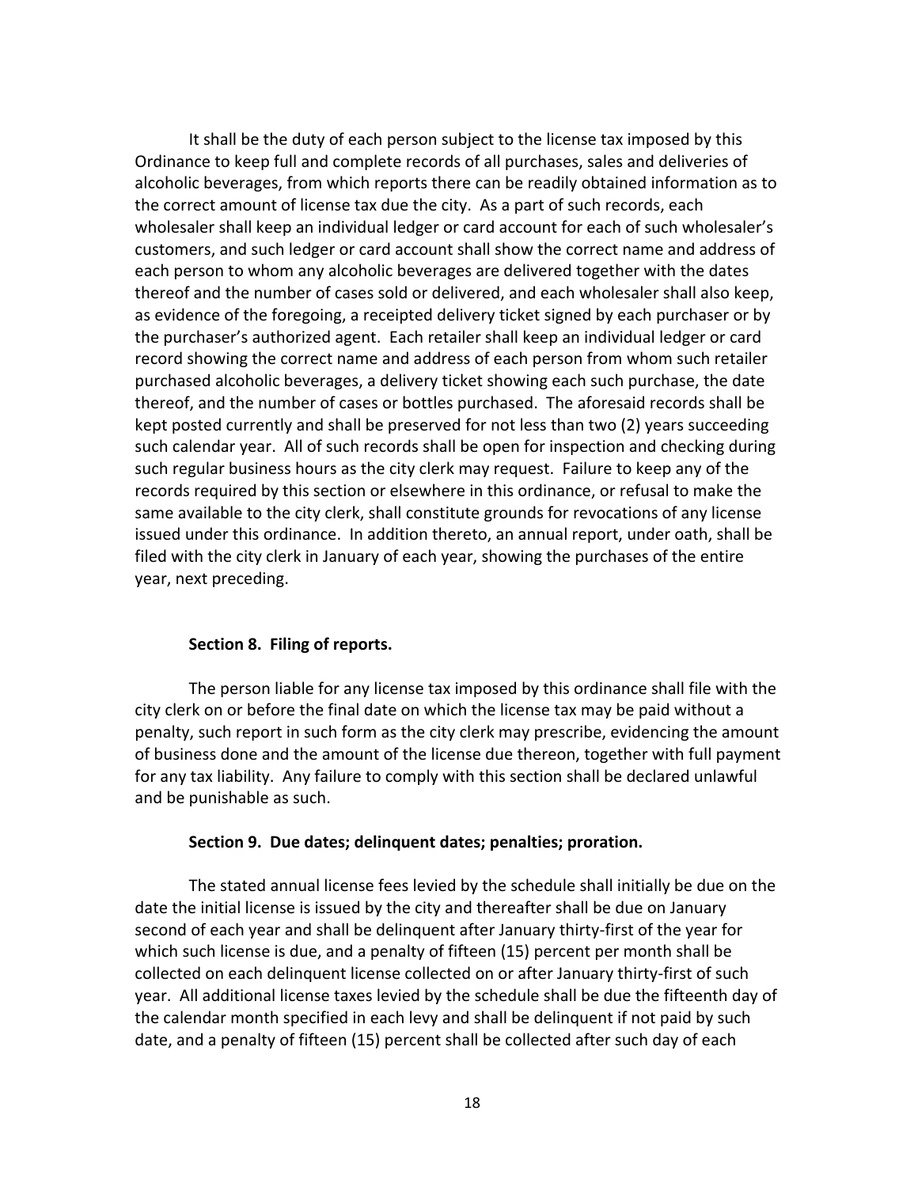It shall be the duty of each person subject to the license tax imposed by this Ordinance to keep full and complete records of all purchases, sales and deliveries of alcoholic beverages, from which reports there can be readily obtained information as to the correct amount of license tax due the city. As a part of such records, each wholesaler shall keep an individual ledger or card account for each of such wholesaler's customers, and such ledger or card account shall show the correct name and address of each person to whom any alcoholic beverages are delivered together with the dates thereof and the number of cases sold or delivered, and each wholesaler shall also keep, as evidence of the foregoing, a receipted delivery ticket signed by each purchaser or by the purchaser's authorized agent. Each retailer shall keep an individual ledger or card record showing the correct name and address of each person from whom such retailer purchased alcoholic beverages, a delivery ticket showing each such purchase, the date thereof, and the number of cases or bottles purchased. The aforesaid records shall be kept posted currently and shall be preserved for not less than two (2) years succeeding such calendar year. All of such records shall be open for inspection and checking during such regular business hours as the city clerk may request. Failure to keep any of the records required by this section or elsewhere in this ordinance, or refusal to make the same available to the city clerk, shall constitute grounds for revocations of any license issued under this ordinance. In addition thereto, an annual report, under oath, shall be filed with the city clerk in January of each year, showing the purchases of the entire year, next preceding.

**Section 8. Filing of reports.**

The person liable for any license tax imposed by this ordinance shall file with the city clerk on or before the final date on which the license tax may be paid without a penalty, such report in such form as the city clerk may prescribe, evidencing the amount of business done and the amount of the license due thereon, together with full payment for any tax liability. Any failure to comply with this section shall be declared unlawful and be punishable as such.

**Section 9. Due dates; delinquent dates; penalties; proration.**

The stated annual license fees levied by the schedule shall initially be due on the date the initial license is issued by the city and thereafter shall be due on January second of each year and shall be delinquent after January thirty-first of the year for which such license is due, and a penalty of fifteen (15) percent per month shall be collected on each delinquent license collected on or after January thirty-first of such year. All additional license taxes levied by the schedule shall be due the fifteenth day of the calendar month specified in each levy and shall be delinquent if not paid by such date, and a penalty of fifteen (15) percent shall be collected after such day of each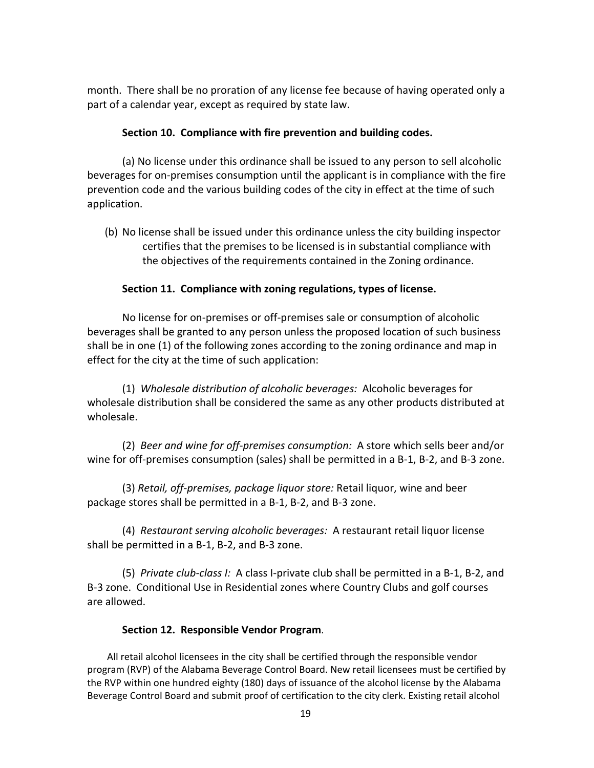month. There shall be no proration of any license fee because of having operated only a part of a calendar year, except as required by state law.

**Section 10. Compliance with fire prevention and building codes.**

(a) No license under this ordinance shall be issued to any person to sell alcoholic beverages for on-premises consumption until the applicant is in compliance with the fire prevention code and the various building codes of the city in effect at the time of such application.

(b) No license shall be issued under this ordinance unless the city building inspector certifies that the premises to be licensed is in substantial compliance with the objectives of the requirements contained in the Zoning ordinance.

**Section 11. Compliance with zoning regulations, types of license.**

No license for on-premises or off-premises sale or consumption of alcoholic beverages shall be granted to any person unless the proposed location of such business shall be in one (1) of the following zones according to the zoning ordinance and map in effect for the city at the time of such application:

(1) *Wholesale distribution of alcoholic beverages:* Alcoholic beverages for wholesale distribution shall be considered the same as any other products distributed at wholesale.

(2) *Beer and wine for off-premises consumption:* A store which sells beer and/or wine for off-premises consumption (sales) shall be permitted in a B-1, B-2, and B-3 zone.

(3) *Retail, off-premises, package liquor store:* Retail liquor, wine and beer package stores shall be permitted in a B-1, B-2, and B-3 zone.

(4) *Restaurant serving alcoholic beverages:* A restaurant retail liquor license shall be permitted in a B-1, B-2, and B-3 zone.

(5) *Private club-class I:* A class I-private club shall be permitted in a B-1, B-2, and B-3 zone. Conditional Use in Residential zones where Country Clubs and golf courses are allowed.

**Section 12. Responsible Vendor Program**.

All retail alcohol licensees in the city shall be certified through the responsible vendor program (RVP) of the Alabama Beverage Control Board. New retail licensees must be certified by the RVP within one hundred eighty (180) days of issuance of the alcohol license by the Alabama Beverage Control Board and submit proof of certification to the city clerk. Existing retail alcohol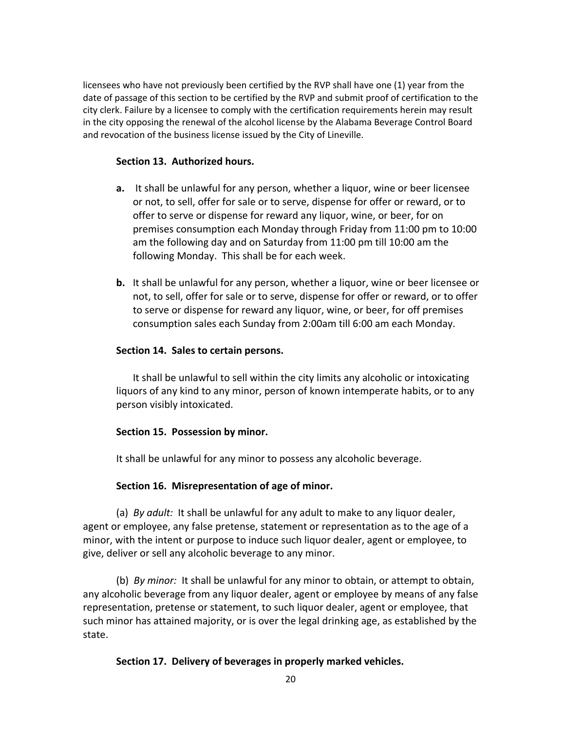licensees who have not previously been certified by the RVP shall have one (1) year from the date of passage of this section to be certified by the RVP and submit proof of certification to the city clerk. Failure by a licensee to comply with the certification requirements herein may result in the city opposing the renewal of the alcohol license by the Alabama Beverage Control Board and revocation of the business license issued by the City of Lineville.

**Section 13. Authorized hours.**

**a.** It shall be unlawful for any person, whether a liquor, wine or beer licensee or not, to sell, offer for sale or to serve, dispense for offer or reward, or to offer to serve or dispense for reward any liquor, wine, or beer, for on premises consumption each Monday through Friday from 11:00 pm to 10:00 am the following day and on Saturday from 11:00 pm till 10:00 am the following Monday. This shall be for each week.

**b.** It shall be unlawful for any person, whether a liquor, wine or beer licensee or not, to sell, offer for sale or to serve, dispense for offer or reward, or to offer to serve or dispense for reward any liquor, wine, or beer, for off premises consumption sales each Sunday from 2:00am till 6:00 am each Monday.

**Section 14. Sales to certain persons.**

It shall be unlawful to sell within the city limits any alcoholic or intoxicating liquors of any kind to any minor, person of known intemperate habits, or to any person visibly intoxicated.

**Section 15. Possession by minor.**

It shall be unlawful for any minor to possess any alcoholic beverage.

**Section 16. Misrepresentation of age of minor.**

(a) *By adult:* It shall be unlawful for any adult to make to any liquor dealer, agent or employee, any false pretense, statement or representation as to the age of a minor, with the intent or purpose to induce such liquor dealer, agent or employee, to give, deliver or sell any alcoholic beverage to any minor.

(b) *By minor:* It shall be unlawful for any minor to obtain, or attempt to obtain, any alcoholic beverage from any liquor dealer, agent or employee by means of any false representation, pretense or statement, to such liquor dealer, agent or employee, that such minor has attained majority, or is over the legal drinking age, as established by the state.

**Section 17. Delivery of beverages in properly marked vehicles.**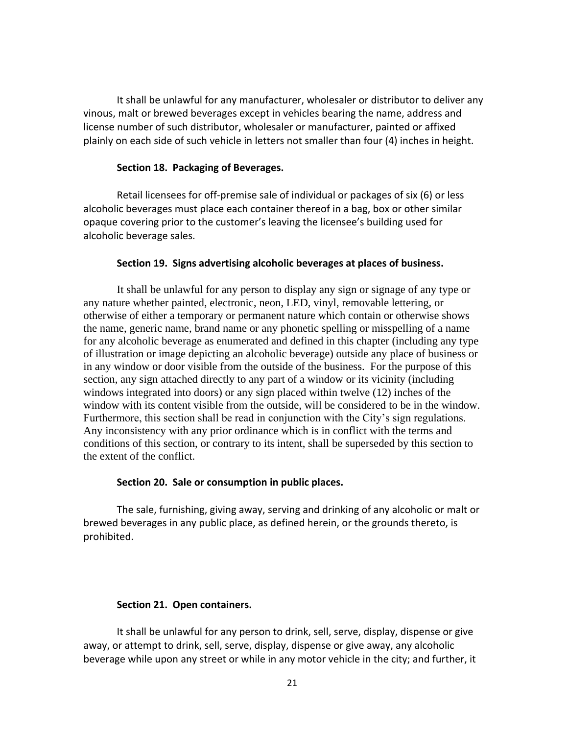It shall be unlawful for any manufacturer, wholesaler or distributor to deliver any vinous, malt or brewed beverages except in vehicles bearing the name, address and license number of such distributor, wholesaler or manufacturer, painted or affixed plainly on each side of such vehicle in letters not smaller than four (4) inches in height.

**Section 18. Packaging of Beverages.**

Retail licensees for off-premise sale of individual or packages of six (6) or less alcoholic beverages must place each container thereof in a bag, box or other similar opaque covering prior to the customer's leaving the licensee's building used for alcoholic beverage sales.

**Section 19. Signs advertising alcoholic beverages at places of business.**

It shall be unlawful for any person to display any sign or signage of any type or any nature whether painted, electronic, neon, LED, vinyl, removable lettering, or otherwise of either a temporary or permanent nature which contain or otherwise shows the name, generic name, brand name or any phonetic spelling or misspelling of a name for any alcoholic beverage as enumerated and defined in this chapter (including any type of illustration or image depicting an alcoholic beverage) outside any place of business or in any window or door visible from the outside of the business. For the purpose of this section, any sign attached directly to any part of a window or its vicinity (including windows integrated into doors) or any sign placed within twelve (12) inches of the window with its content visible from the outside, will be considered to be in the window. Furthermore, this section shall be read in conjunction with the City's sign regulations. Any inconsistency with any prior ordinance which is in conflict with the terms and conditions of this section, or contrary to its intent, shall be superseded by this section to the extent of the conflict.

**Section 20. Sale or consumption in public places.**

The sale, furnishing, giving away, serving and drinking of any alcoholic or malt or brewed beverages in any public place, as defined herein, or the grounds thereto, is prohibited.

**Section 21. Open containers.**

It shall be unlawful for any person to drink, sell, serve, display, dispense or give away, or attempt to drink, sell, serve, display, dispense or give away, any alcoholic beverage while upon any street or while in any motor vehicle in the city; and further, it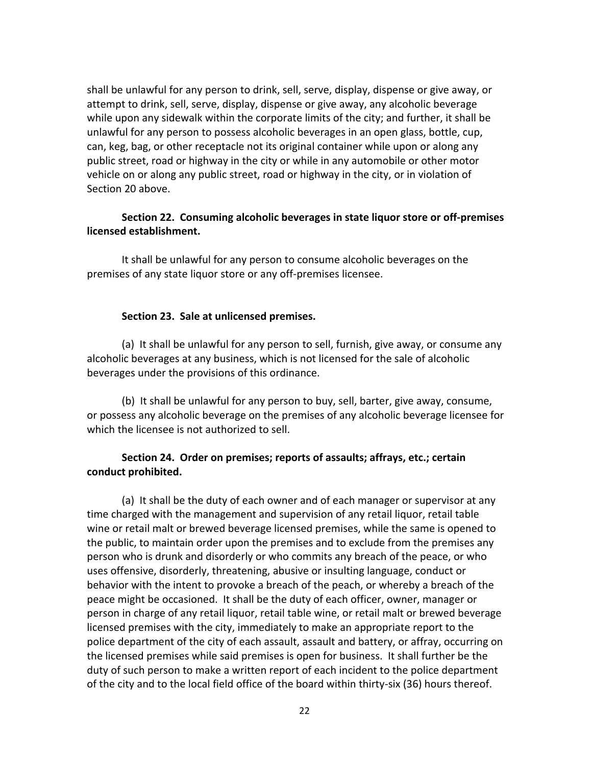shall be unlawful for any person to drink, sell, serve, display, dispense or give away, or attempt to drink, sell, serve, display, dispense or give away, any alcoholic beverage while upon any sidewalk within the corporate limits of the city; and further, it shall be unlawful for any person to possess alcoholic beverages in an open glass, bottle, cup, can, keg, bag, or other receptacle not its original container while upon or along any public street, road or highway in the city or while in any automobile or other motor vehicle on or along any public street, road or highway in the city, or in violation of Section 20 above.

**Section 22. Consuming alcoholic beverages in state liquor store or off-premises licensed establishment.**

It shall be unlawful for any person to consume alcoholic beverages on the premises of any state liquor store or any off-premises licensee.

**Section 23. Sale at unlicensed premises.**

(a) It shall be unlawful for any person to sell, furnish, give away, or consume any alcoholic beverages at any business, which is not licensed for the sale of alcoholic beverages under the provisions of this ordinance.

(b) It shall be unlawful for any person to buy, sell, barter, give away, consume, or possess any alcoholic beverage on the premises of any alcoholic beverage licensee for which the licensee is not authorized to sell.

**Section 24. Order on premises; reports of assaults; affrays, etc.; certain conduct prohibited.**

(a) It shall be the duty of each owner and of each manager or supervisor at any time charged with the management and supervision of any retail liquor, retail table wine or retail malt or brewed beverage licensed premises, while the same is opened to the public, to maintain order upon the premises and to exclude from the premises any person who is drunk and disorderly or who commits any breach of the peace, or who uses offensive, disorderly, threatening, abusive or insulting language, conduct or behavior with the intent to provoke a breach of the peach, or whereby a breach of the peace might be occasioned. It shall be the duty of each officer, owner, manager or person in charge of any retail liquor, retail table wine, or retail malt or brewed beverage licensed premises with the city, immediately to make an appropriate report to the police department of the city of each assault, assault and battery, or affray, occurring on the licensed premises while said premises is open for business. It shall further be the duty of such person to make a written report of each incident to the police department of the city and to the local field office of the board within thirty-six (36) hours thereof.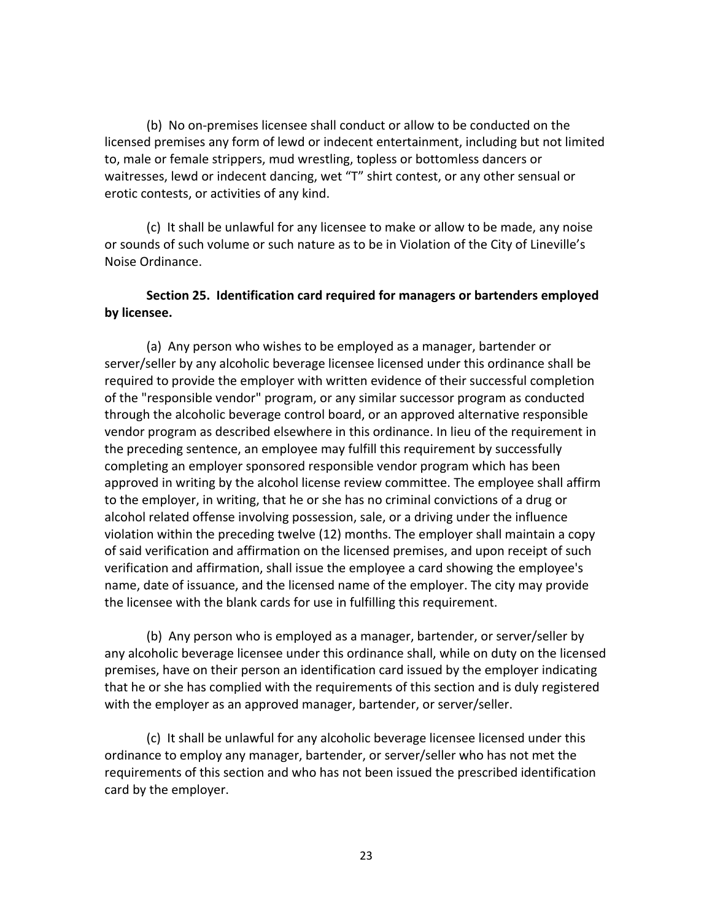(b) No on-premises licensee shall conduct or allow to be conducted on the licensed premises any form of lewd or indecent entertainment, including but not limited to, male or female strippers, mud wrestling, topless or bottomless dancers or waitresses, lewd or indecent dancing, wet "T" shirt contest, or any other sensual or erotic contests, or activities of any kind.

(c) It shall be unlawful for any licensee to make or allow to be made, any noise or sounds of such volume or such nature as to be in Violation of the City of Lineville's Noise Ordinance.

**Section 25. Identification card required for managers or bartenders employed by licensee.**

(a) Any person who wishes to be employed as a manager, bartender or server/seller by any alcoholic beverage licensee licensed under this ordinance shall be required to provide the employer with written evidence of their successful completion of the "responsible vendor" program, or any similar successor program as conducted through the alcoholic beverage control board, or an approved alternative responsible vendor program as described elsewhere in this ordinance. In lieu of the requirement in the preceding sentence, an employee may fulfill this requirement by successfully completing an employer sponsored responsible vendor program which has been approved in writing by the alcohol license review committee. The employee shall affirm to the employer, in writing, that he or she has no criminal convictions of a drug or alcohol related offense involving possession, sale, or a driving under the influence violation within the preceding twelve (12) months. The employer shall maintain a copy of said verification and affirmation on the licensed premises, and upon receipt of such verification and affirmation, shall issue the employee a card showing the employee's name, date of issuance, and the licensed name of the employer. The city may provide the licensee with the blank cards for use in fulfilling this requirement.

(b) Any person who is employed as a manager, bartender, or server/seller by any alcoholic beverage licensee under this ordinance shall, while on duty on the licensed premises, have on their person an identification card issued by the employer indicating that he or she has complied with the requirements of this section and is duly registered with the employer as an approved manager, bartender, or server/seller.

(c) It shall be unlawful for any alcoholic beverage licensee licensed under this ordinance to employ any manager, bartender, or server/seller who has not met the requirements of this section and who has not been issued the prescribed identification card by the employer.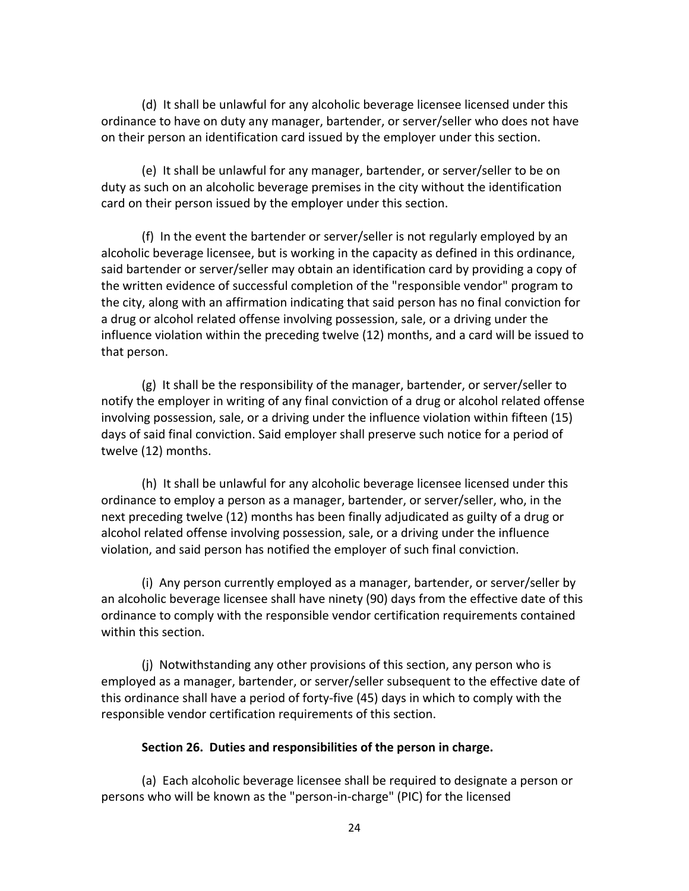(d) It shall be unlawful for any alcoholic beverage licensee licensed under this ordinance to have on duty any manager, bartender, or server/seller who does not have on their person an identification card issued by the employer under this section.

(e) It shall be unlawful for any manager, bartender, or server/seller to be on duty as such on an alcoholic beverage premises in the city without the identification card on their person issued by the employer under this section.

(f) In the event the bartender or server/seller is not regularly employed by an alcoholic beverage licensee, but is working in the capacity as defined in this ordinance, said bartender or server/seller may obtain an identification card by providing a copy of the written evidence of successful completion of the "responsible vendor" program to the city, along with an affirmation indicating that said person has no final conviction for a drug or alcohol related offense involving possession, sale, or a driving under the influence violation within the preceding twelve (12) months, and a card will be issued to that person.

(g) It shall be the responsibility of the manager, bartender, or server/seller to notify the employer in writing of any final conviction of a drug or alcohol related offense involving possession, sale, or a driving under the influence violation within fifteen (15) days of said final conviction. Said employer shall preserve such notice for a period of twelve (12) months.

(h) It shall be unlawful for any alcoholic beverage licensee licensed under this ordinance to employ a person as a manager, bartender, or server/seller, who, in the next preceding twelve (12) months has been finally adjudicated as guilty of a drug or alcohol related offense involving possession, sale, or a driving under the influence violation, and said person has notified the employer of such final conviction.

(i) Any person currently employed as a manager, bartender, or server/seller by an alcoholic beverage licensee shall have ninety (90) days from the effective date of this ordinance to comply with the responsible vendor certification requirements contained within this section.

(j) Notwithstanding any other provisions of this section, any person who is employed as a manager, bartender, or server/seller subsequent to the effective date of this ordinance shall have a period of forty-five (45) days in which to comply with the responsible vendor certification requirements of this section.

**Section 26. Duties and responsibilities of the person in charge.**

(a) Each alcoholic beverage licensee shall be required to designate a person or persons who will be known as the "person-in-charge" (PIC) for the licensed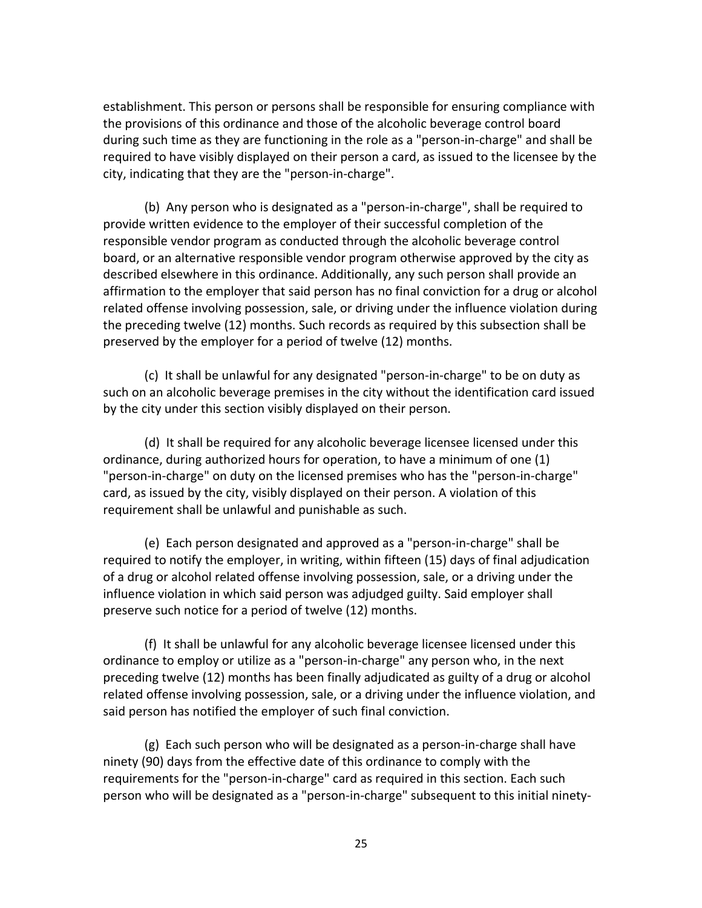establishment. This person or persons shall be responsible for ensuring compliance with the provisions of this ordinance and those of the alcoholic beverage control board during such time as they are functioning in the role as a "person-in-charge" and shall be required to have visibly displayed on their person a card, as issued to the licensee by the city, indicating that they are the "person-in-charge".

(b) Any person who is designated as a "person-in-charge", shall be required to provide written evidence to the employer of their successful completion of the responsible vendor program as conducted through the alcoholic beverage control board, or an alternative responsible vendor program otherwise approved by the city as described elsewhere in this ordinance. Additionally, any such person shall provide an affirmation to the employer that said person has no final conviction for a drug or alcohol related offense involving possession, sale, or driving under the influence violation during the preceding twelve (12) months. Such records as required by this subsection shall be preserved by the employer for a period of twelve (12) months.

(c) It shall be unlawful for any designated "person-in-charge" to be on duty as such on an alcoholic beverage premises in the city without the identification card issued by the city under this section visibly displayed on their person.

(d) It shall be required for any alcoholic beverage licensee licensed under this ordinance, during authorized hours for operation, to have a minimum of one (1) "person-in-charge" on duty on the licensed premises who has the "person-in-charge" card, as issued by the city, visibly displayed on their person. A violation of this requirement shall be unlawful and punishable as such.

(e) Each person designated and approved as a "person-in-charge" shall be required to notify the employer, in writing, within fifteen (15) days of final adjudication of a drug or alcohol related offense involving possession, sale, or a driving under the influence violation in which said person was adjudged guilty. Said employer shall preserve such notice for a period of twelve (12) months.

(f) It shall be unlawful for any alcoholic beverage licensee licensed under this ordinance to employ or utilize as a "person-in-charge" any person who, in the next preceding twelve (12) months has been finally adjudicated as guilty of a drug or alcohol related offense involving possession, sale, or a driving under the influence violation, and said person has notified the employer of such final conviction.

(g) Each such person who will be designated as a person-in-charge shall have ninety (90) days from the effective date of this ordinance to comply with the requirements for the "person-in-charge" card as required in this section. Each such person who will be designated as a "person-in-charge" subsequent to this initial ninety-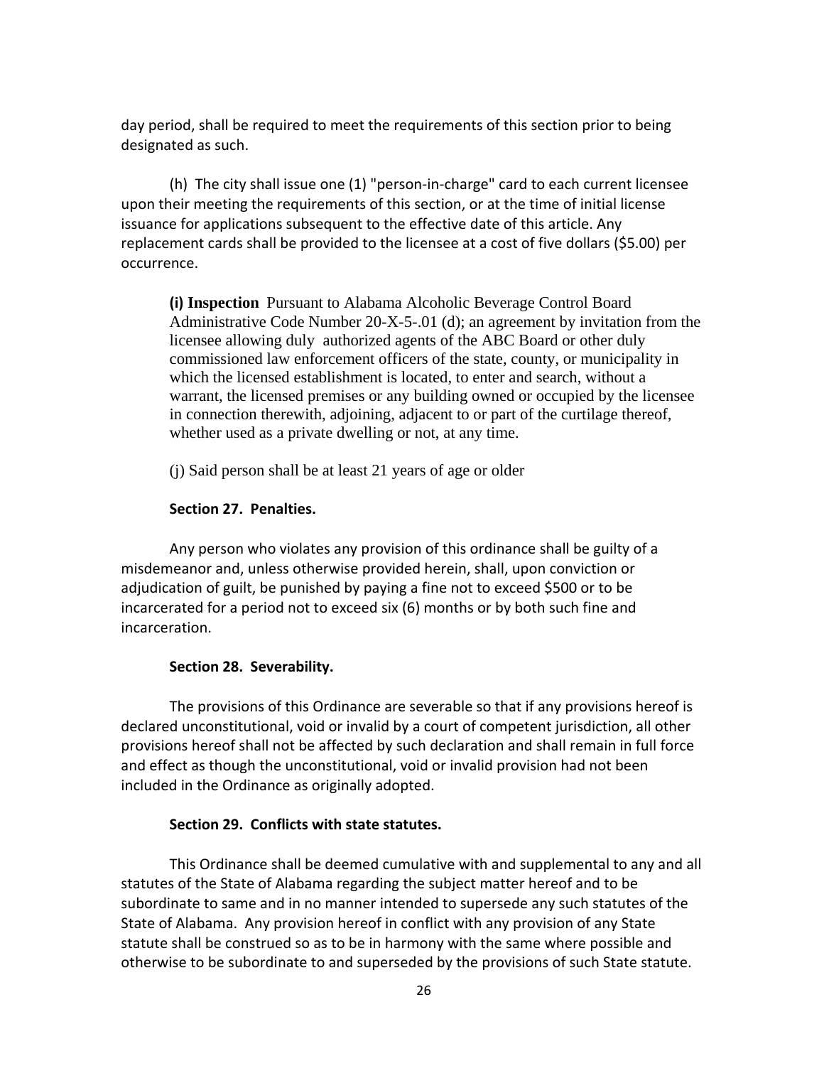day period, shall be required to meet the requirements of this section prior to being designated as such.

(h) The city shall issue one (1) "person-in-charge" card to each current licensee upon their meeting the requirements of this section, or at the time of initial license issuance for applications subsequent to the effective date of this article. Any replacement cards shall be provided to the licensee at a cost of five dollars ($5.00) per occurrence.

**(i) Inspection** Pursuant to Alabama Alcoholic Beverage Control Board Administrative Code Number 20-X-5-.01 (d); an agreement by invitation from the licensee allowing duly authorized agents of the ABC Board or other duly commissioned law enforcement officers of the state, county, or municipality in which the licensed establishment is located, to enter and search, without a warrant, the licensed premises or any building owned or occupied by the licensee in connection therewith, adjoining, adjacent to or part of the curtilage thereof, whether used as a private dwelling or not, at any time.

(j) Said person shall be at least 21 years of age or older

**Section 27. Penalties.**

Any person who violates any provision of this ordinance shall be guilty of a misdemeanor and, unless otherwise provided herein, shall, upon conviction or adjudication of guilt, be punished by paying a fine not to exceed $500 or to be incarcerated for a period not to exceed six (6) months or by both such fine and incarceration.

**Section 28. Severability.**

The provisions of this Ordinance are severable so that if any provisions hereof is declared unconstitutional, void or invalid by a court of competent jurisdiction, all other provisions hereof shall not be affected by such declaration and shall remain in full force and effect as though the unconstitutional, void or invalid provision had not been included in the Ordinance as originally adopted.

**Section 29. Conflicts with state statutes.**

This Ordinance shall be deemed cumulative with and supplemental to any and all statutes of the State of Alabama regarding the subject matter hereof and to be subordinate to same and in no manner intended to supersede any such statutes of the State of Alabama. Any provision hereof in conflict with any provision of any State statute shall be construed so as to be in harmony with the same where possible and otherwise to be subordinate to and superseded by the provisions of such State statute.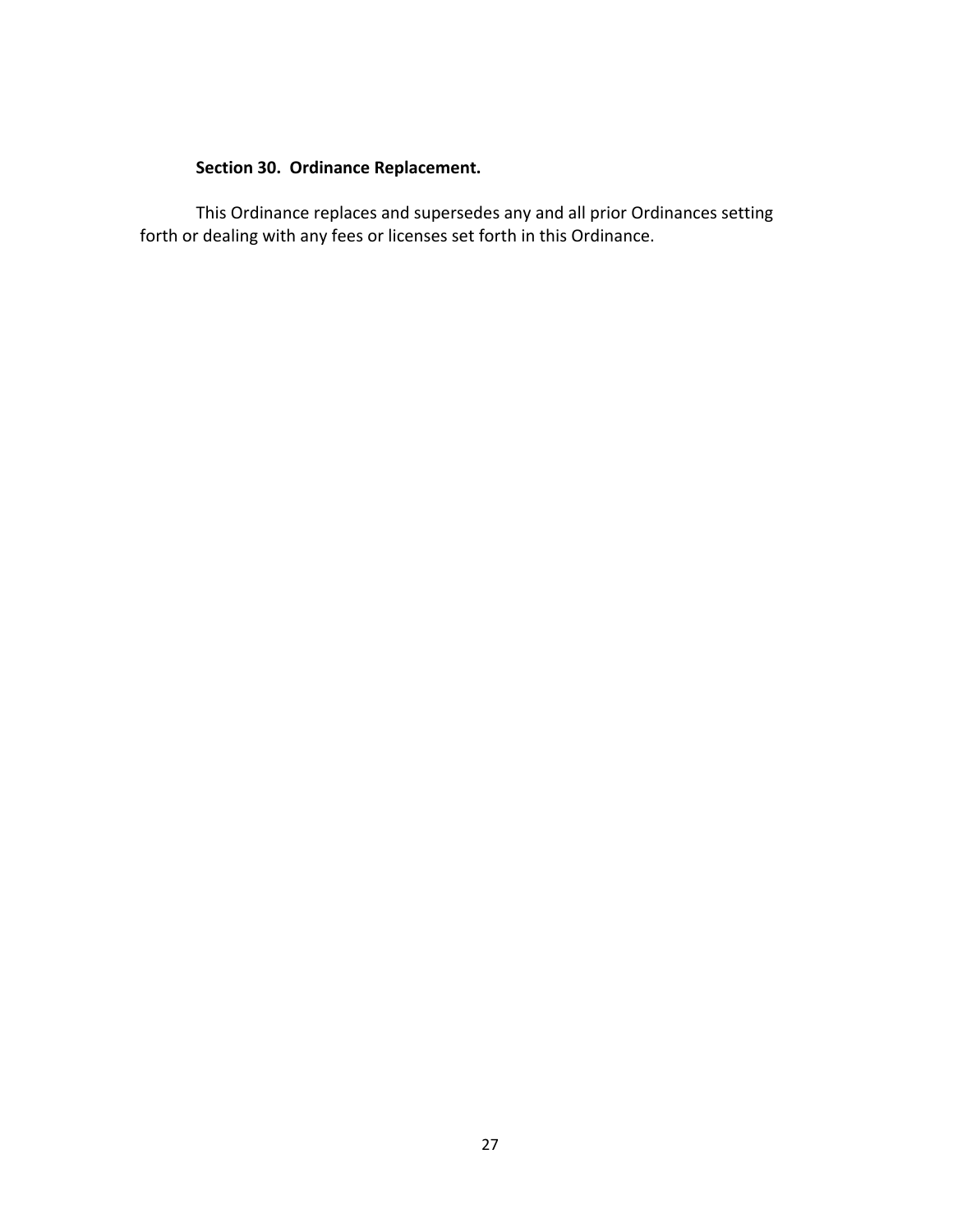**Section 30. Ordinance Replacement.**

This Ordinance replaces and supersedes any and all prior Ordinances setting forth or dealing with any fees or licenses set forth in this Ordinance.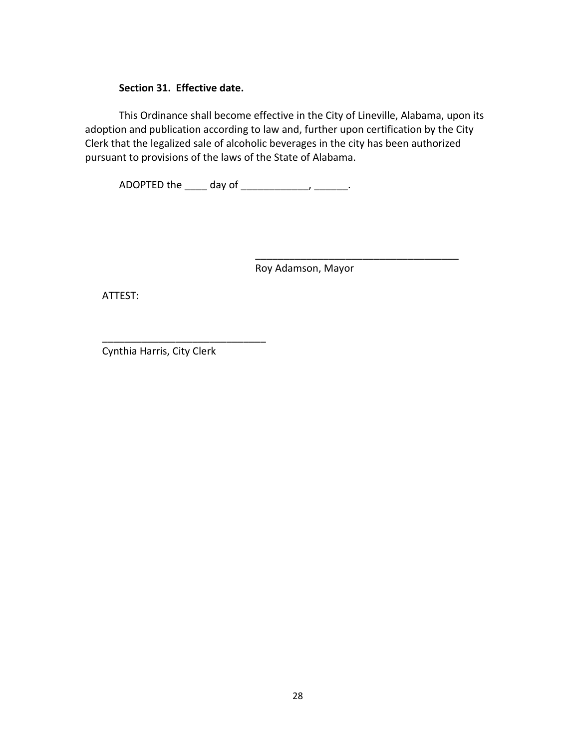**Section 31. Effective date.**

This Ordinance shall become effective in the City of Lineville, Alabama, upon its adoption and publication according to law and, further upon certification by the City Clerk that the legalized sale of alcoholic beverages in the city has been authorized pursuant to provisions of the laws of the State of Alabama.

ADOPTED the ____ day of ____________, ______.

_____________________________________
Roy Adamson, Mayor

ATTEST:

_____________________________
Cynthia Harris, City Clerk